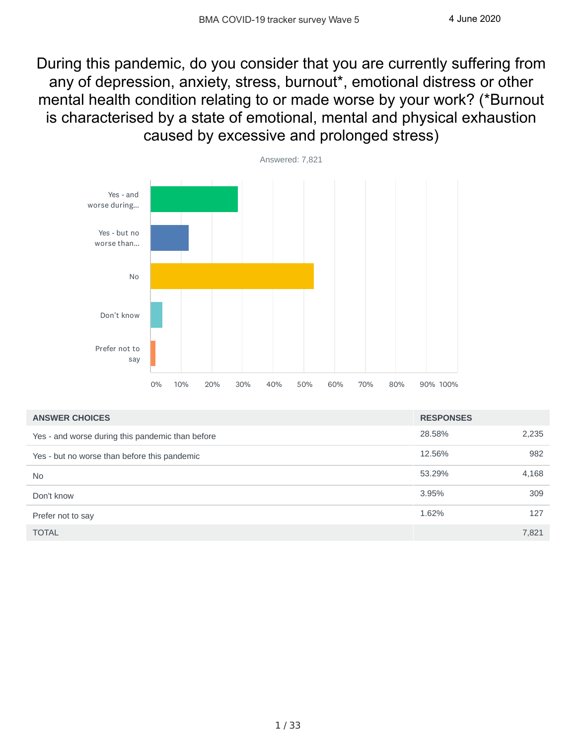# During this pandemic, do you consider that you are currently suffering from any of depression, anxiety, stress, burnout*, emotional distress or other mental health condition relating to or made worse by your work? (*Burnout is characterised by a state of emotional, mental and physical exhaustion caused by excessive and prolonged stress)

Answered: 7,821

| ANSWER CHOICES | RESPONSES | |
|---|---|---|
| Yes - and worse during this pandemic than before | 28.58% | 2,235 |
| Yes - but no worse than before this pandemic | 12.56% | 982 |
| No | 53.29% | 4,168 |
| Don't know | 3.95% | 309 |
| Prefer not to say | 1.62% | 127 |
| TOTAL | | 7,821 |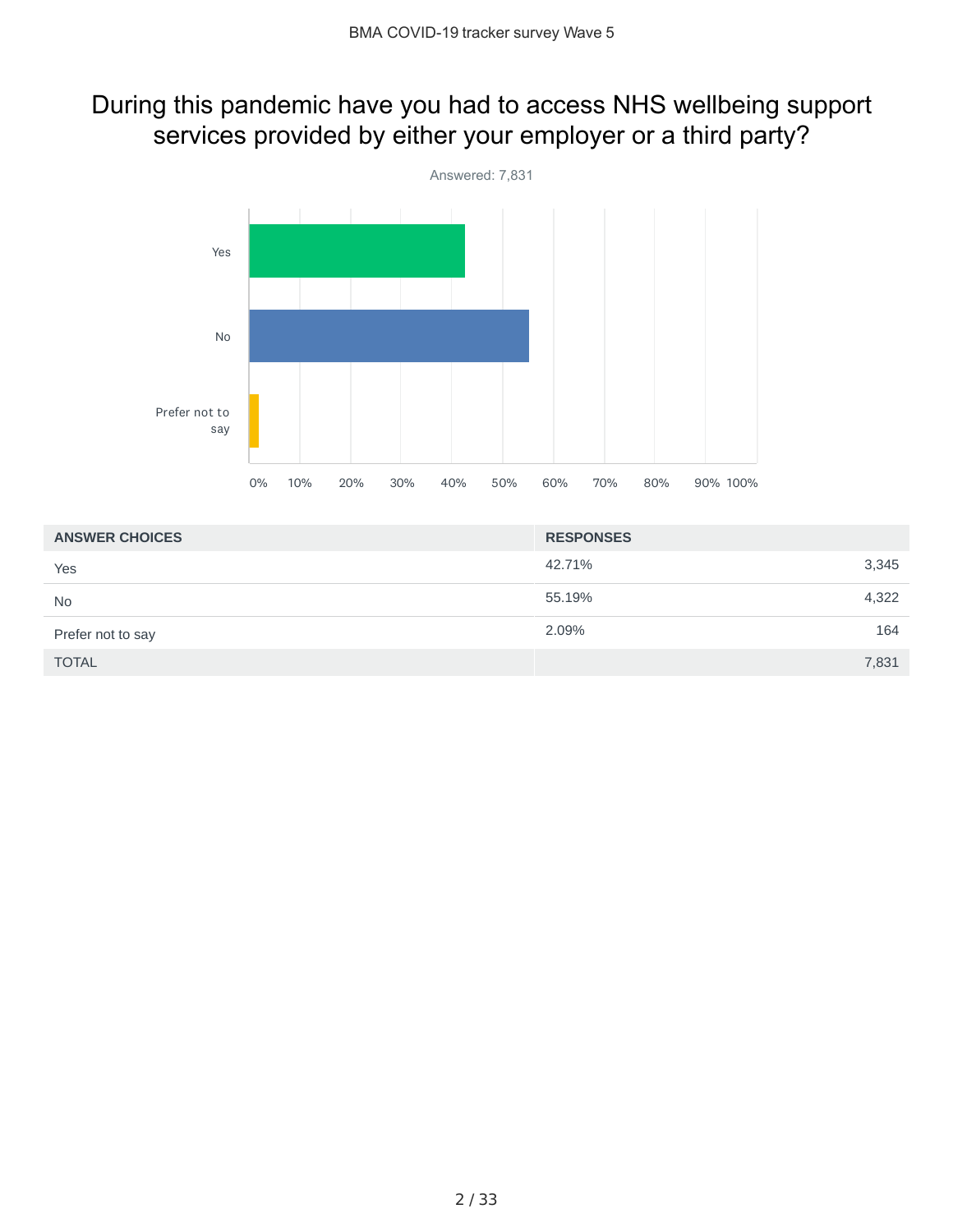## During this pandemic have you had to access NHS wellbeing support services provided by either your employer or a third party?

Answered: 7,831

| ANSWER CHOICES | RESPONSES | |
|---|---|---|
| Yes | 42.71% | 3,345 |
| No | 55.19% | 4,322 |
| Prefer not to say | 2.09% | 164 |
| TOTAL | | 7,831 |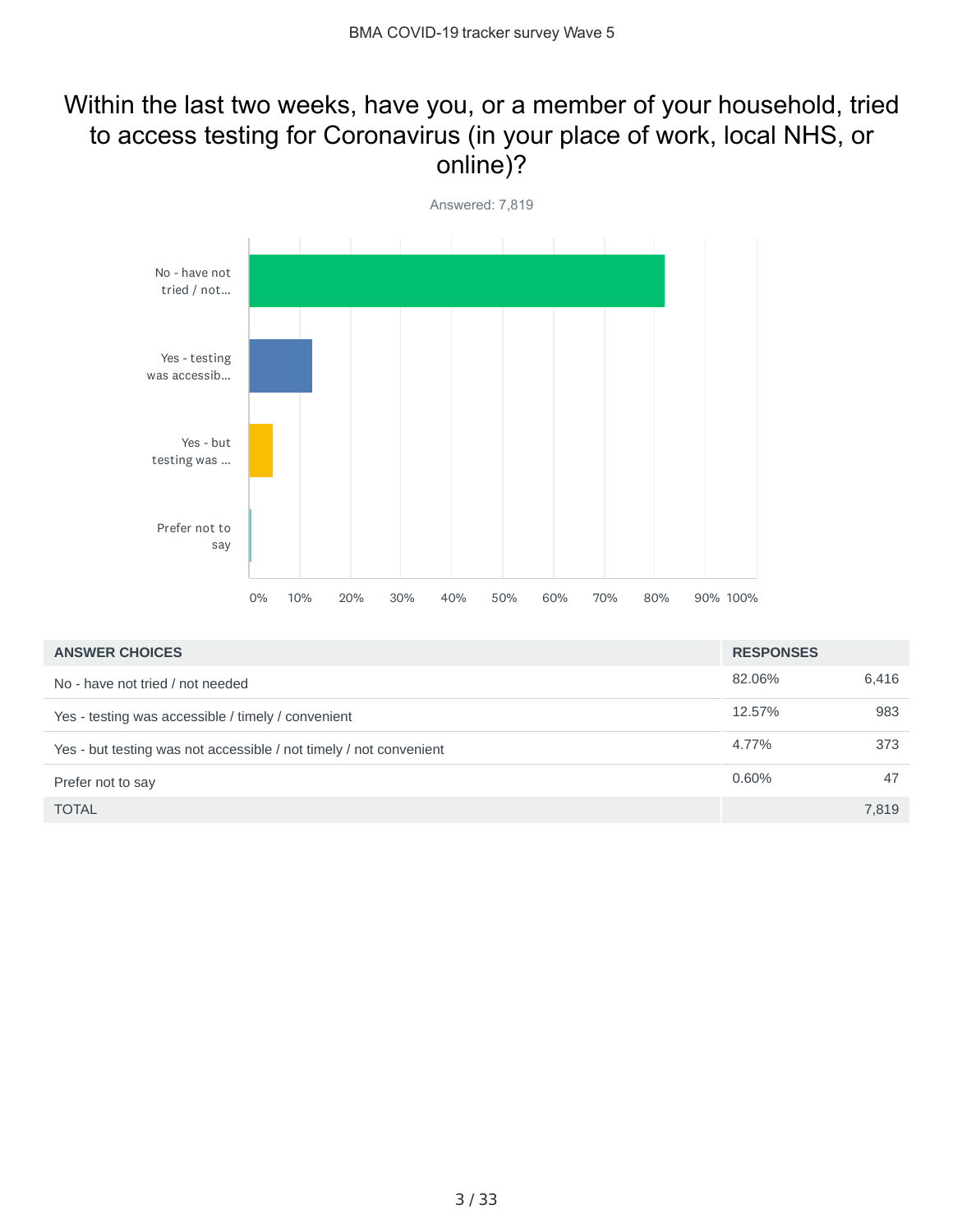# Within the last two weeks, have you, or a member of your household, tried to access testing for Coronavirus (in your place of work, local NHS, or online)?

Answered: 7,819

| ANSWER CHOICES | RESPONSES | |
|---|---|---|
| No - have not tried / not needed | 82.06% | 6,416 |
| Yes - testing was accessible / timely / convenient | 12.57% | 983 |
| Yes - but testing was not accessible / not timely / not convenient | 4.77% | 373 |
| Prefer not to say | 0.60% | 47 |
| TOTAL | | 7,819 |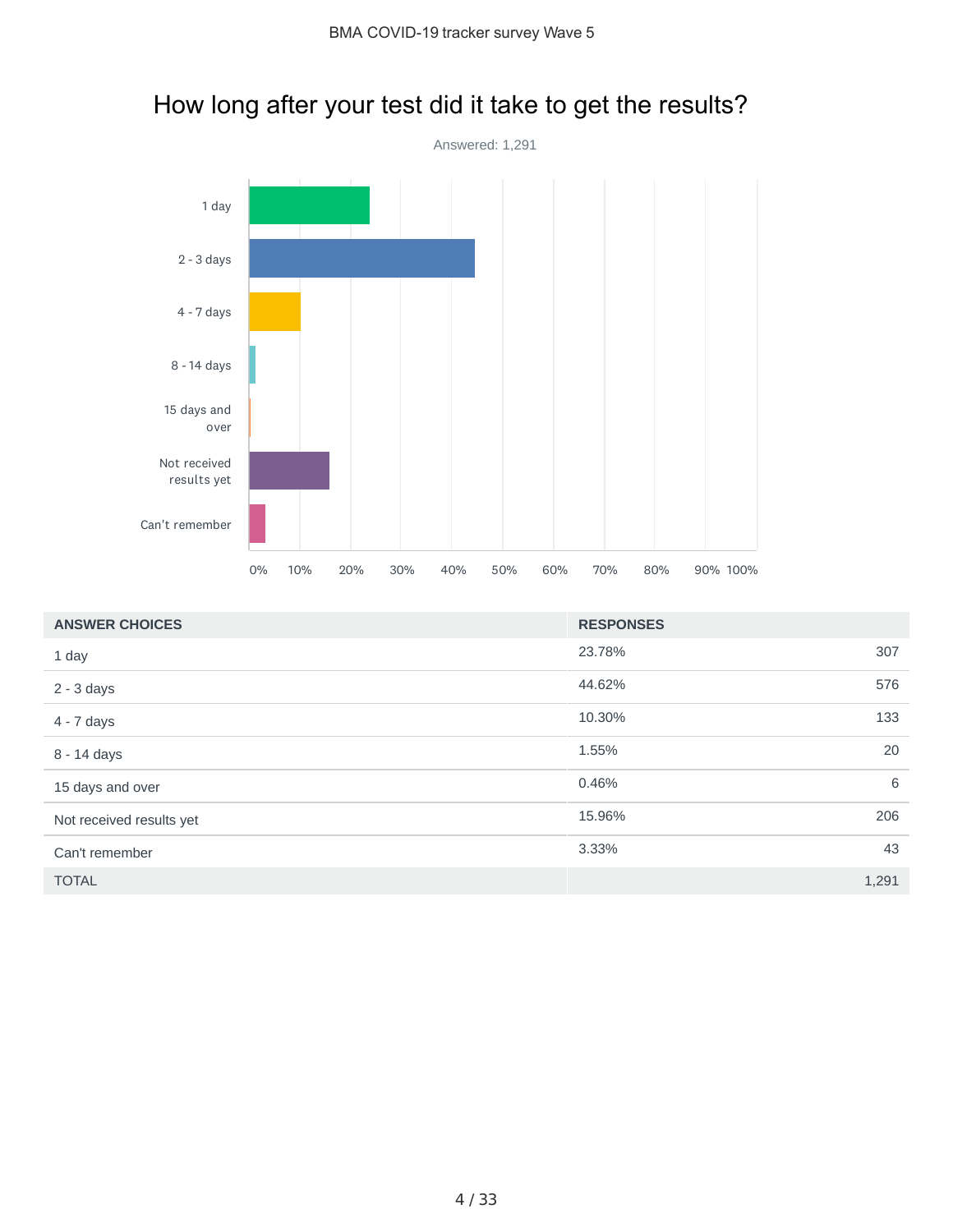# How long after your test did it take to get the results?

Answered: 1,291

| ANSWER CHOICES | RESPONSES | |
|---|---|---|
| 1 day | 23.78% | 307 |
| 2 - 3 days | 44.62% | 576 |
| 4 - 7 days | 10.30% | 133 |
| 8 - 14 days | 1.55% | 20 |
| 15 days and over | 0.46% | 6 |
| Not received results yet | 15.96% | 206 |
| Can't remember | 3.33% | 43 |
| TOTAL | | 1,291 |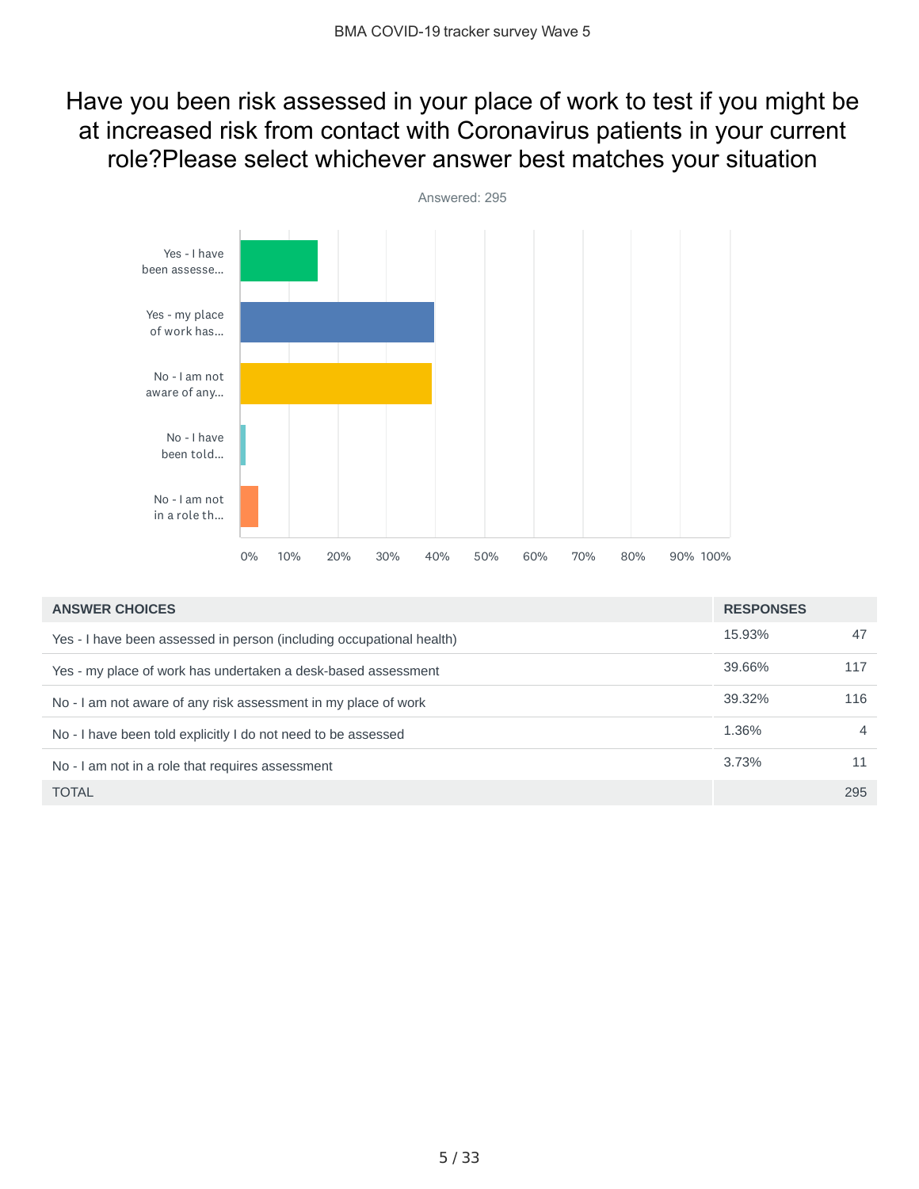# Have you been risk assessed in your place of work to test if you might be at increased risk from contact with Coronavirus patients in your current role?Please select whichever answer best matches your situation

Answered: 295

| ANSWER CHOICES | RESPONSES | |
|---|---|---|
| Yes - I have been assessed in person (including occupational health) | 15.93% | 47 |
| Yes - my place of work has undertaken a desk-based assessment | 39.66% | 117 |
| No - I am not aware of any risk assessment in my place of work | 39.32% | 116 |
| No - I have been told explicitly I do not need to be assessed | 1.36% | 4 |
| No - I am not in a role that requires assessment | 3.73% | 11 |
| TOTAL | | 295 |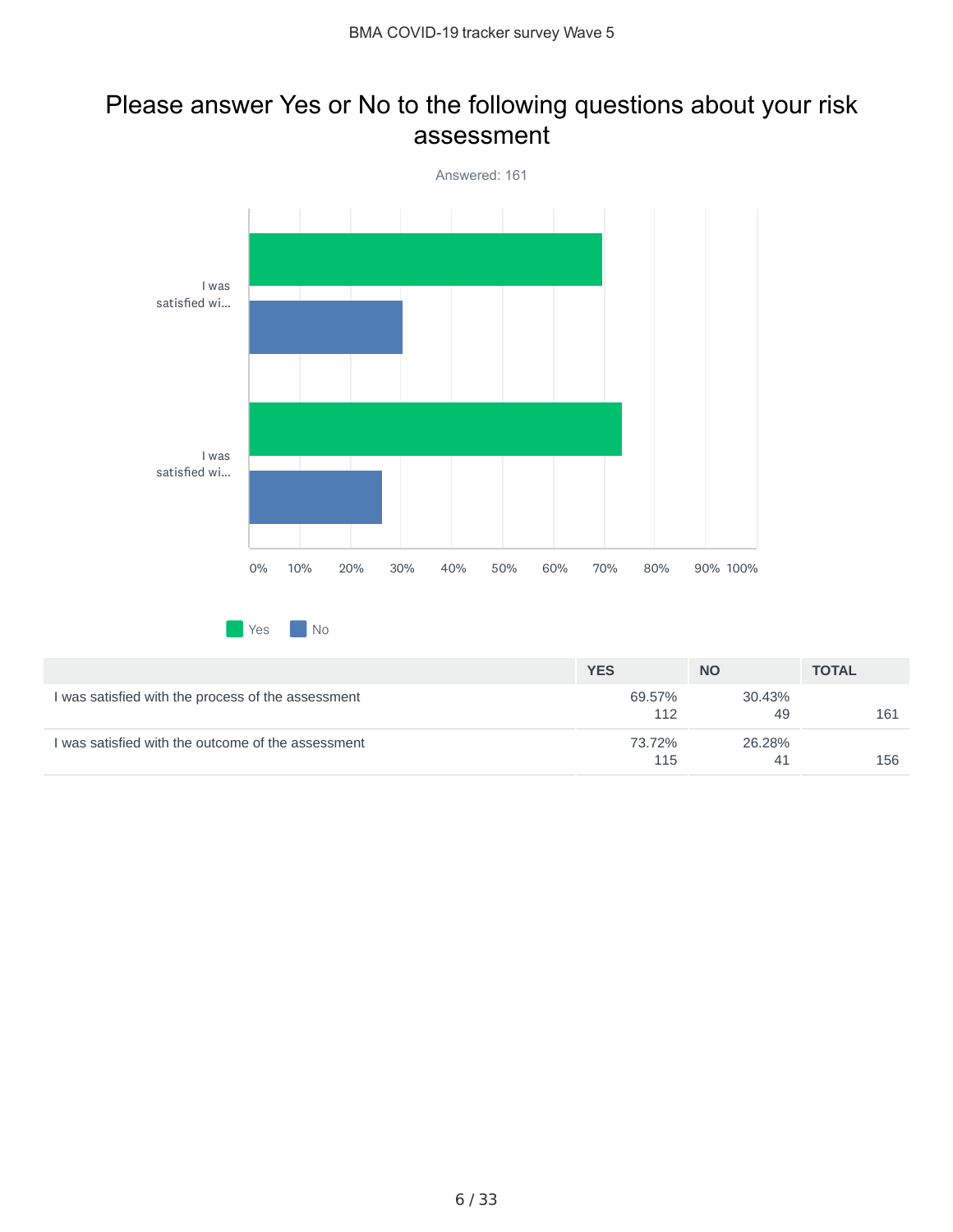# Please answer Yes or No to the following questions about your risk assessment

Answered: 161

| | YES | NO | TOTAL |
|---|---|---|---|
| I was satisfied with the process of the assessment | 69.57% 112 | 30.43% 49 | 161 |
| I was satisfied with the outcome of the assessment | 73.72% 115 | 26.28% 41 | 156 |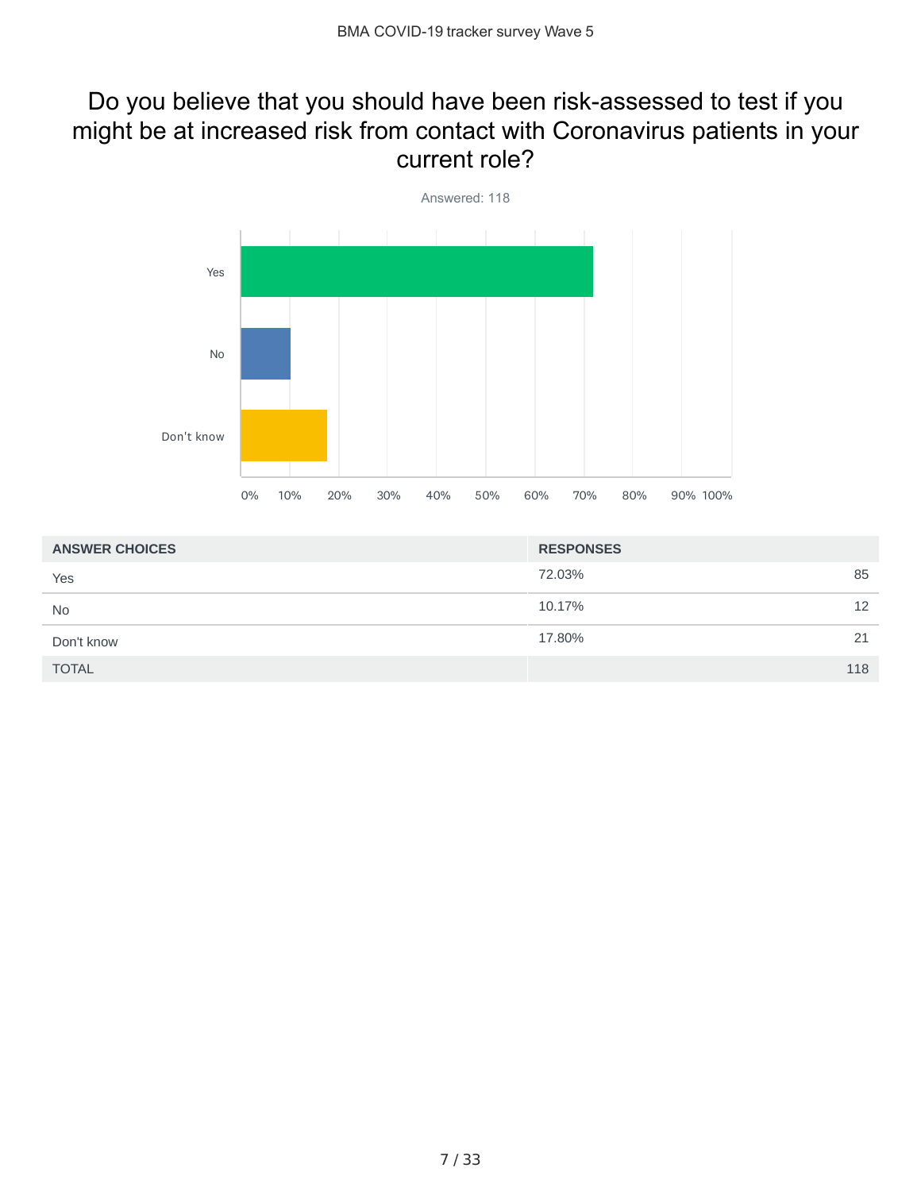## Do you believe that you should have been risk-assessed to test if you might be at increased risk from contact with Coronavirus patients in your current role?

Answered: 118

| ANSWER CHOICES | RESPONSES | |
|---|---|---|
| Yes | 72.03% | 85 |
| No | 10.17% | 12 |
| Don't know | 17.80% | 21 |
| TOTAL | | 118 |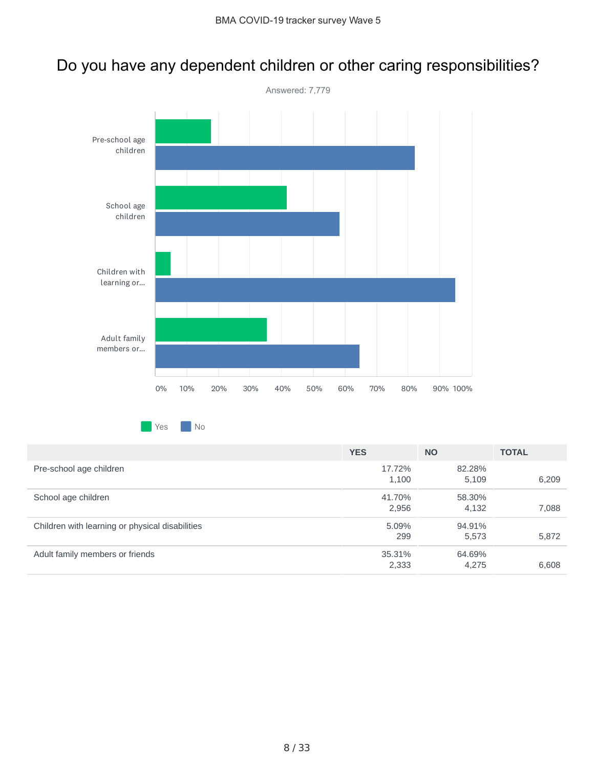# Do you have any dependent children or other caring responsibilities?

Answered: 7,779

| | YES | NO | TOTAL |
|---|---|---|---|
| Pre-school age children | 17.72% 1,100 | 82.28% 5,109 | 6,209 |
| School age children | 41.70% 2,956 | 58.30% 4,132 | 7,088 |
| Children with learning or physical disabilities | 5.09% 299 | 94.91% 5,573 | 5,872 |
| Adult family members or friends | 35.31% 2,333 | 64.69% 4,275 | 6,608 |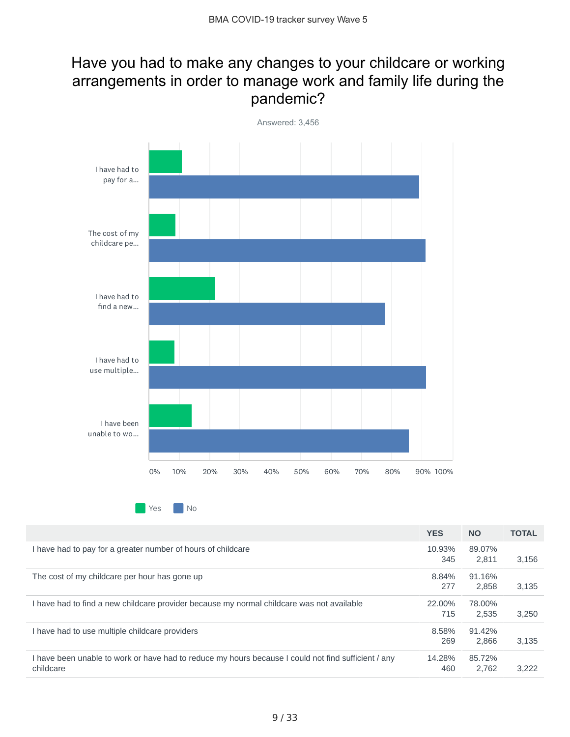## Have you had to make any changes to your childcare or working arrangements in order to manage work and family life during the pandemic?

Answered: 3,456

| | YES | NO | TOTAL |
|---|---|---|---|
| I have had to pay for a greater number of hours of childcare | 10.93% 345 | 89.07% 2,811 | 3,156 |
| The cost of my childcare per hour has gone up | 8.84% 277 | 91.16% 2,858 | 3,135 |
| I have had to find a new childcare provider because my normal childcare was not available | 22.00% 715 | 78.00% 2,535 | 3,250 |
| I have had to use multiple childcare providers | 8.58% 269 | 91.42% 2,866 | 3,135 |
| I have been unable to work or have had to reduce my hours because I could not find sufficient / any childcare | 14.28% 460 | 85.72% 2,762 | 3,222 |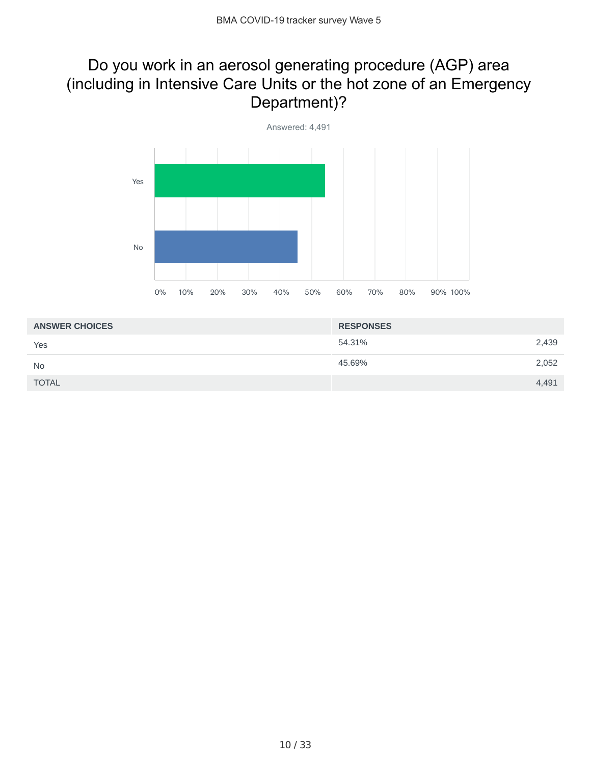# Do you work in an aerosol generating procedure (AGP) area (including in Intensive Care Units or the hot zone of an Emergency Department)?

Answered: 4,491

| ANSWER CHOICES | RESPONSES | |
|---|---|---|
| Yes | 54.31% | 2,439 |
| No | 45.69% | 2,052 |
| TOTAL | | 4,491 |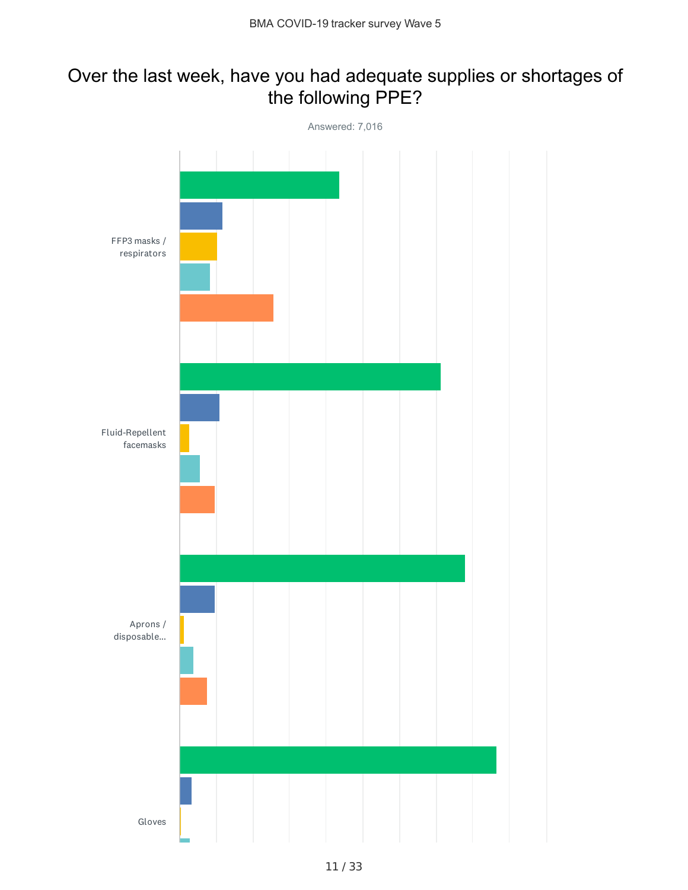# Over the last week, have you had adequate supplies or shortages of the following PPE?

Answered: 7,016

FFP3 masks / respirators

Fluid-Repellent facemasks

Aprons / disposable...

Gloves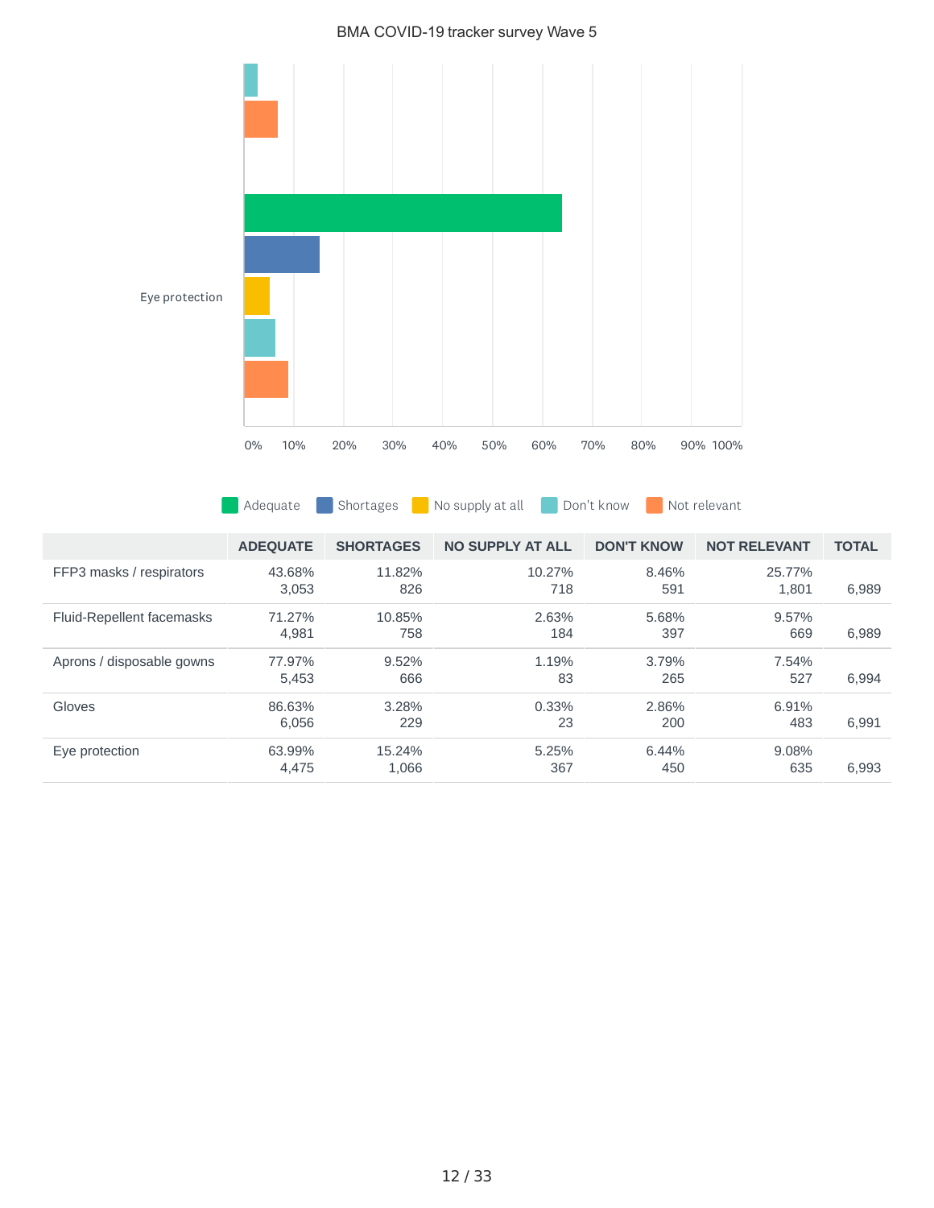BMA COVID-19 tracker survey Wave 5

Eye protection

0% 10% 20% 30% 40% 50% 60% 70% 80% 90% 100%

Adequate | Shortages | No supply at all | Don't know | Not relevant

| | ADEQUATE | SHORTAGES | NO SUPPLY AT ALL | DON'T KNOW | NOT RELEVANT | TOTAL |
|---|---|---|---|---|---|---|
| FFP3 masks / respirators | 43.68% 3,053 | 11.82% 826 | 10.27% 718 | 8.46% 591 | 25.77% 1,801 | 6,989 |
| Fluid-Repellent facemasks | 71.27% 4,981 | 10.85% 758 | 2.63% 184 | 5.68% 397 | 9.57% 669 | 6,989 |
| Aprons / disposable gowns | 77.97% 5,453 | 9.52% 666 | 1.19% 83 | 3.79% 265 | 7.54% 527 | 6,994 |
| Gloves | 86.63% 6,056 | 3.28% 229 | 0.33% 23 | 2.86% 200 | 6.91% 483 | 6,991 |
| Eye protection | 63.99% 4,475 | 15.24% 1,066 | 5.25% 367 | 6.44% 450 | 9.08% 635 | 6,993 |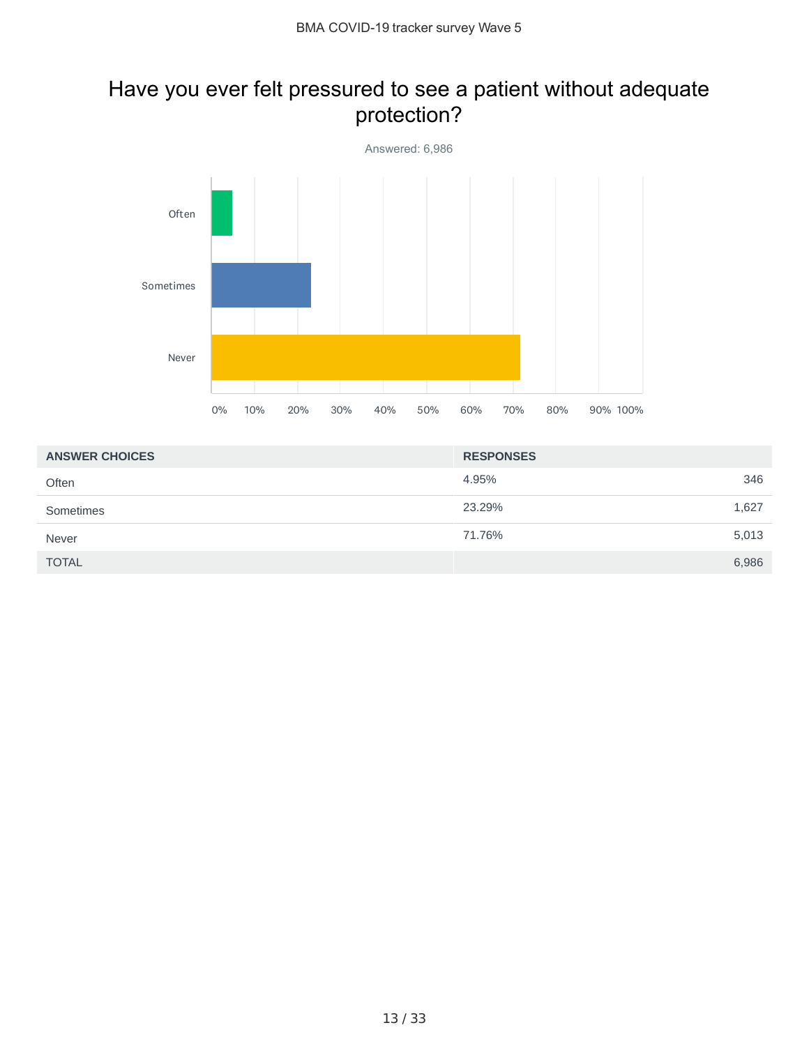## Have you ever felt pressured to see a patient without adequate protection?

Answered: 6,986

| ANSWER CHOICES | RESPONSES | |
|---|---|---|
| Often | 4.95% | 346 |
| Sometimes | 23.29% | 1,627 |
| Never | 71.76% | 5,013 |
| TOTAL | | 6,986 |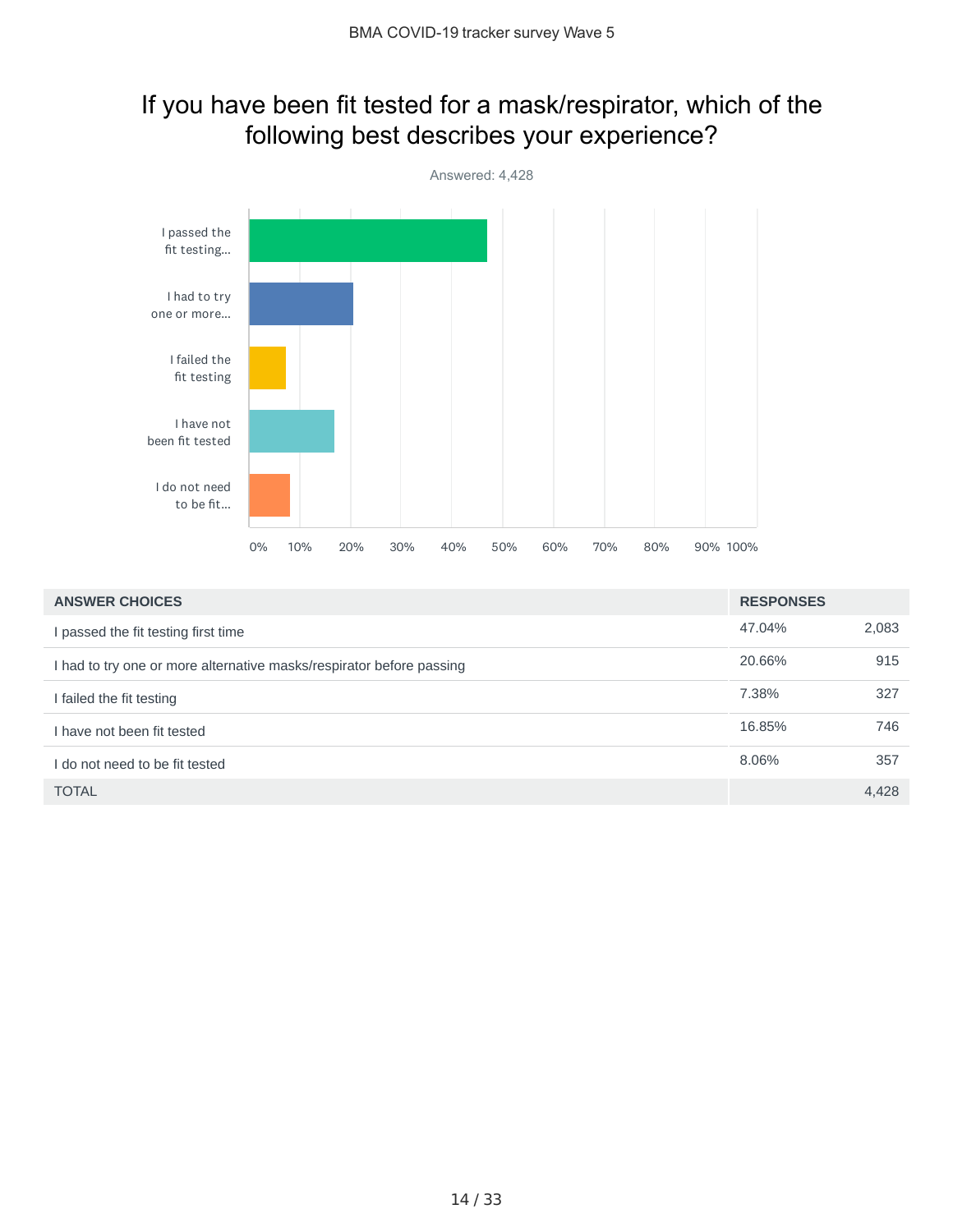## If you have been fit tested for a mask/respirator, which of the following best describes your experience?

Answered: 4,428

| ANSWER CHOICES | RESPONSES | |
|---|---|---|
| I passed the fit testing first time | 47.04% | 2,083 |
| I had to try one or more alternative masks/respirator before passing | 20.66% | 915 |
| I failed the fit testing | 7.38% | 327 |
| I have not been fit tested | 16.85% | 746 |
| I do not need to be fit tested | 8.06% | 357 |
| TOTAL | | 4,428 |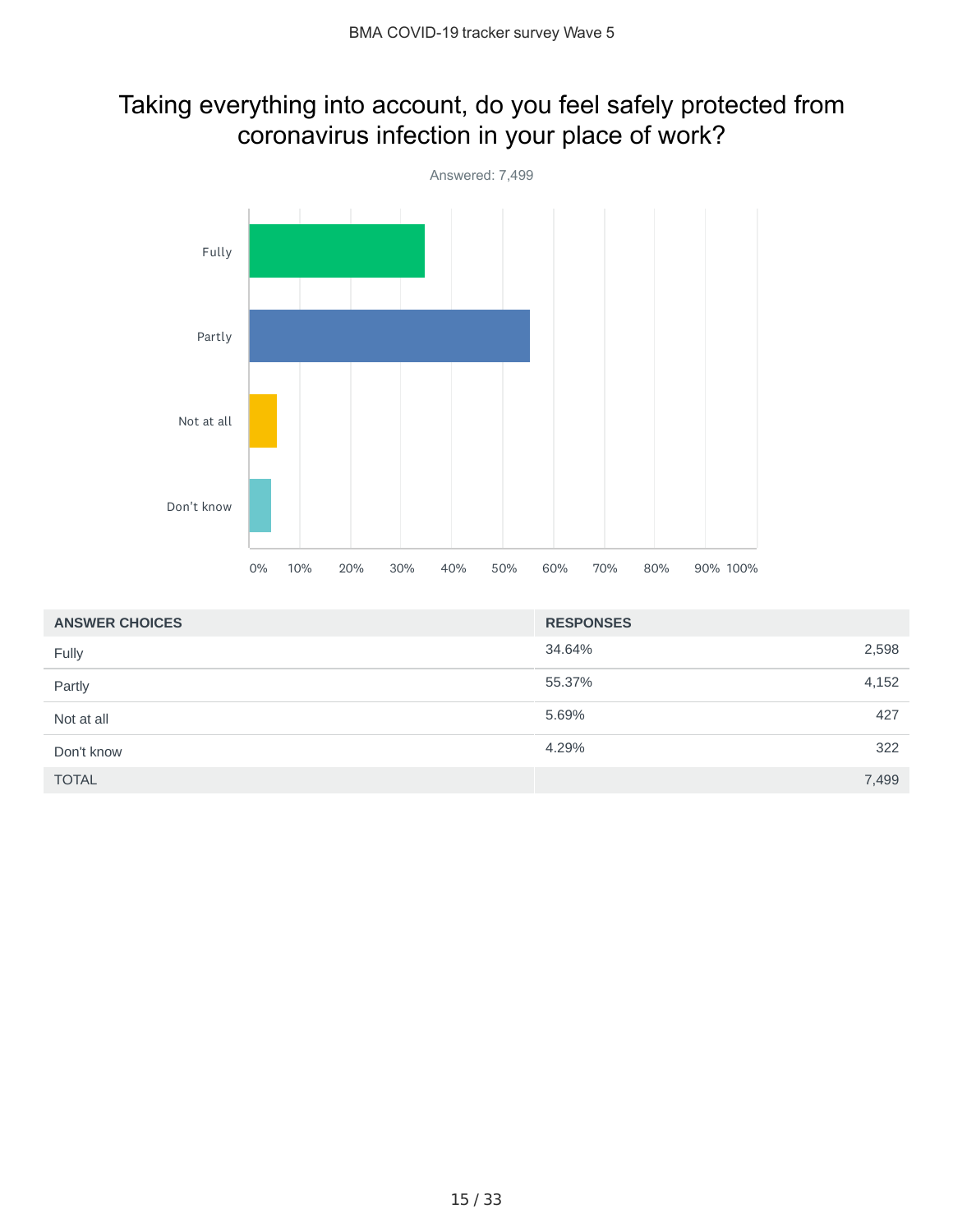# Taking everything into account, do you feel safely protected from coronavirus infection in your place of work?

Answered: 7,499

| ANSWER CHOICES | RESPONSES | |
|---|---|---|
| Fully | 34.64% | 2,598 |
| Partly | 55.37% | 4,152 |
| Not at all | 5.69% | 427 |
| Don't know | 4.29% | 322 |
| TOTAL | | 7,499 |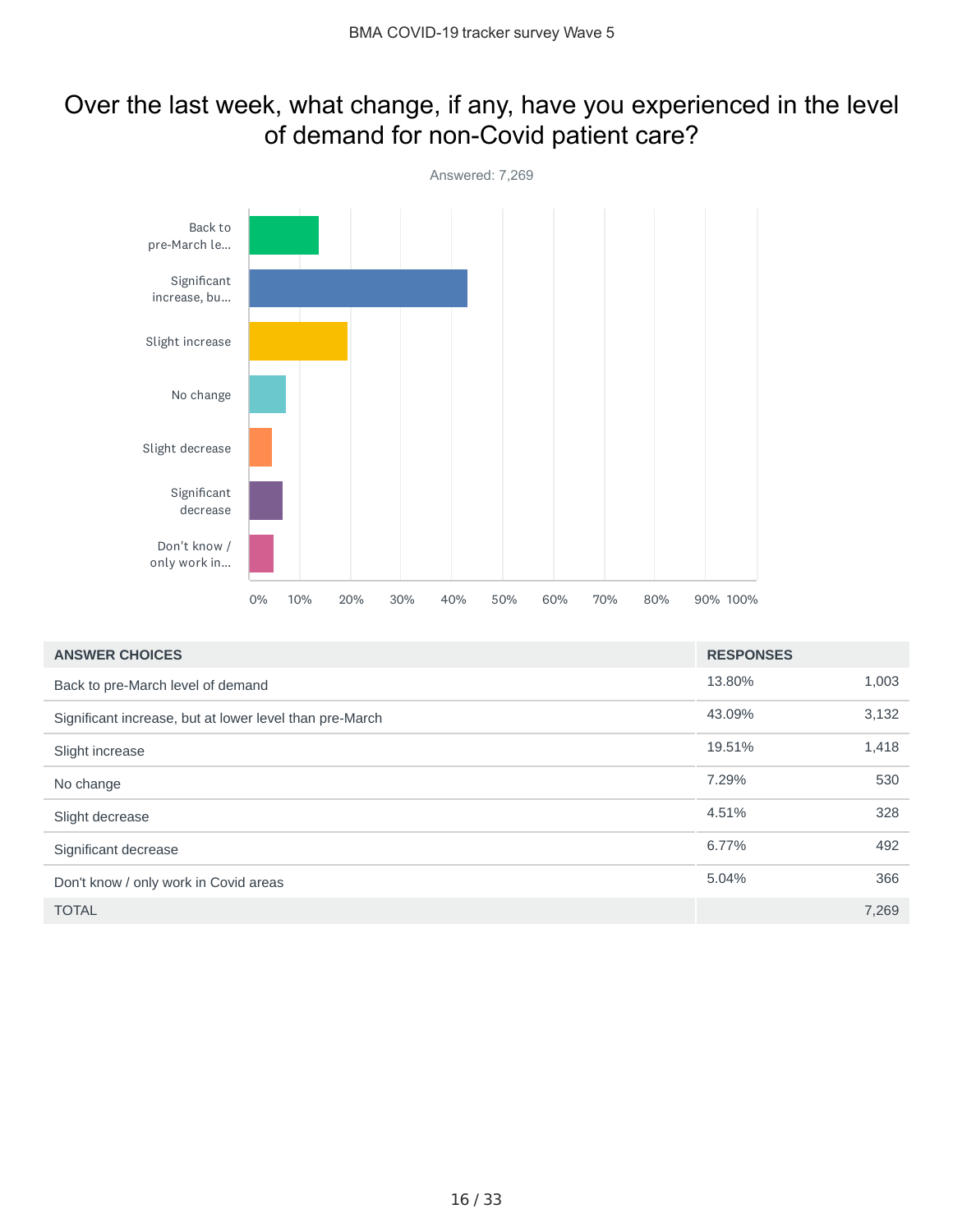# Over the last week, what change, if any, have you experienced in the level of demand for non-Covid patient care?

Answered: 7,269

| ANSWER CHOICES | RESPONSES | |
|---|---|---|
| Back to pre-March level of demand | 13.80% | 1,003 |
| Significant increase, but at lower level than pre-March | 43.09% | 3,132 |
| Slight increase | 19.51% | 1,418 |
| No change | 7.29% | 530 |
| Slight decrease | 4.51% | 328 |
| Significant decrease | 6.77% | 492 |
| Don't know / only work in Covid areas | 5.04% | 366 |
| TOTAL | | 7,269 |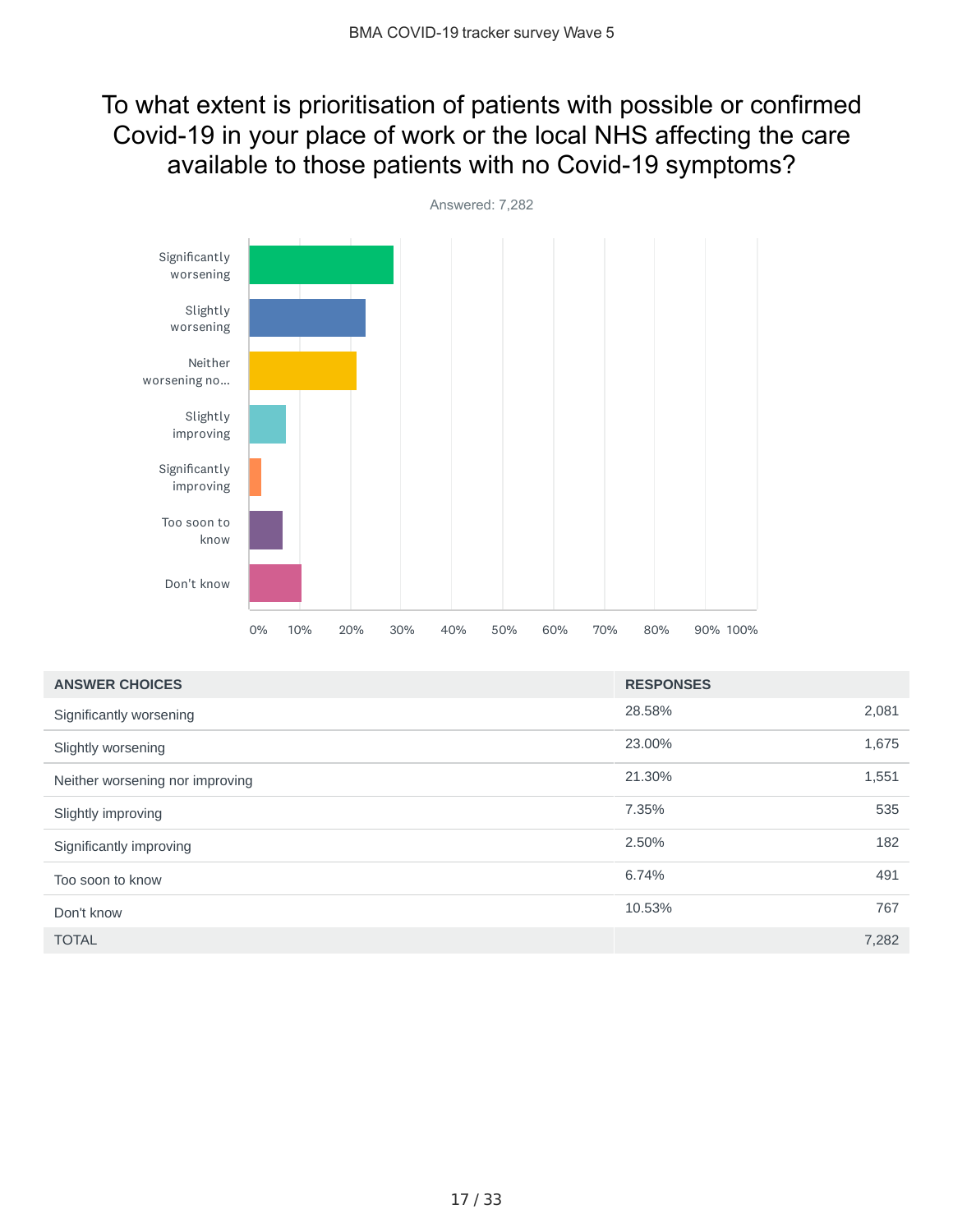# To what extent is prioritisation of patients with possible or confirmed Covid-19 in your place of work or the local NHS affecting the care available to those patients with no Covid-19 symptoms?

Answered: 7,282

| ANSWER CHOICES | RESPONSES | |
|---|---|---|
| Significantly worsening | 28.58% | 2,081 |
| Slightly worsening | 23.00% | 1,675 |
| Neither worsening nor improving | 21.30% | 1,551 |
| Slightly improving | 7.35% | 535 |
| Significantly improving | 2.50% | 182 |
| Too soon to know | 6.74% | 491 |
| Don't know | 10.53% | 767 |
| TOTAL | | 7,282 |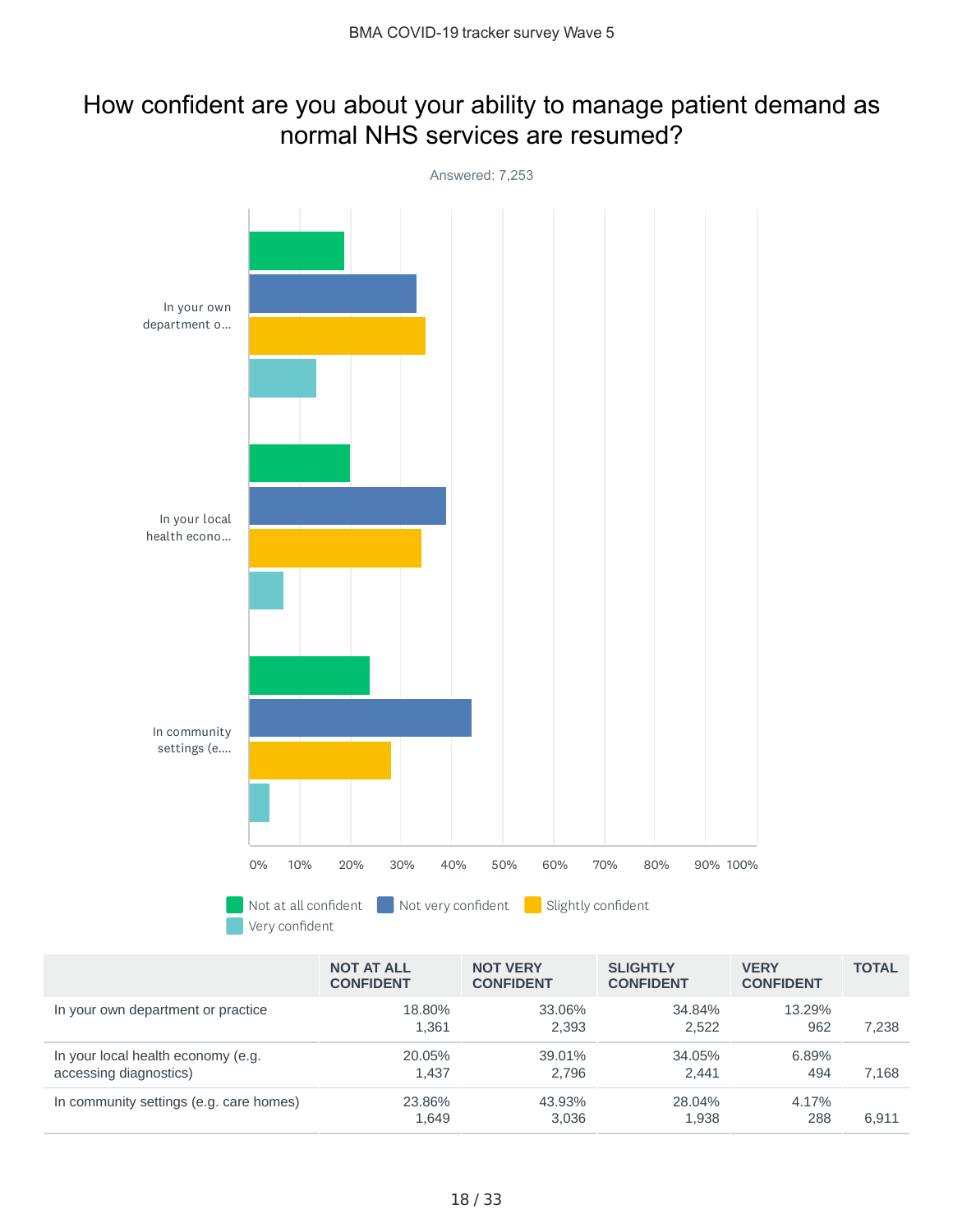# How confident are you about your ability to manage patient demand as normal NHS services are resumed?

Answered: 7,253

|  | NOT AT ALL CONFIDENT | NOT VERY CONFIDENT | SLIGHTLY CONFIDENT | VERY CONFIDENT | TOTAL |
|---|---|---|---|---|---|
| In your own department or practice | 18.80%<br>1,361 | 33.06%<br>2,393 | 34.84%<br>2,522 | 13.29%<br>962 | 7,238 |
| In your local health economy (e.g. accessing diagnostics) | 20.05%<br>1,437 | 39.01%<br>2,796 | 34.05%<br>2,441 | 6.89%<br>494 | 7,168 |
| In community settings (e.g. care homes) | 23.86%<br>1,649 | 43.93%<br>3,036 | 28.04%<br>1,938 | 4.17%<br>288 | 6,911 |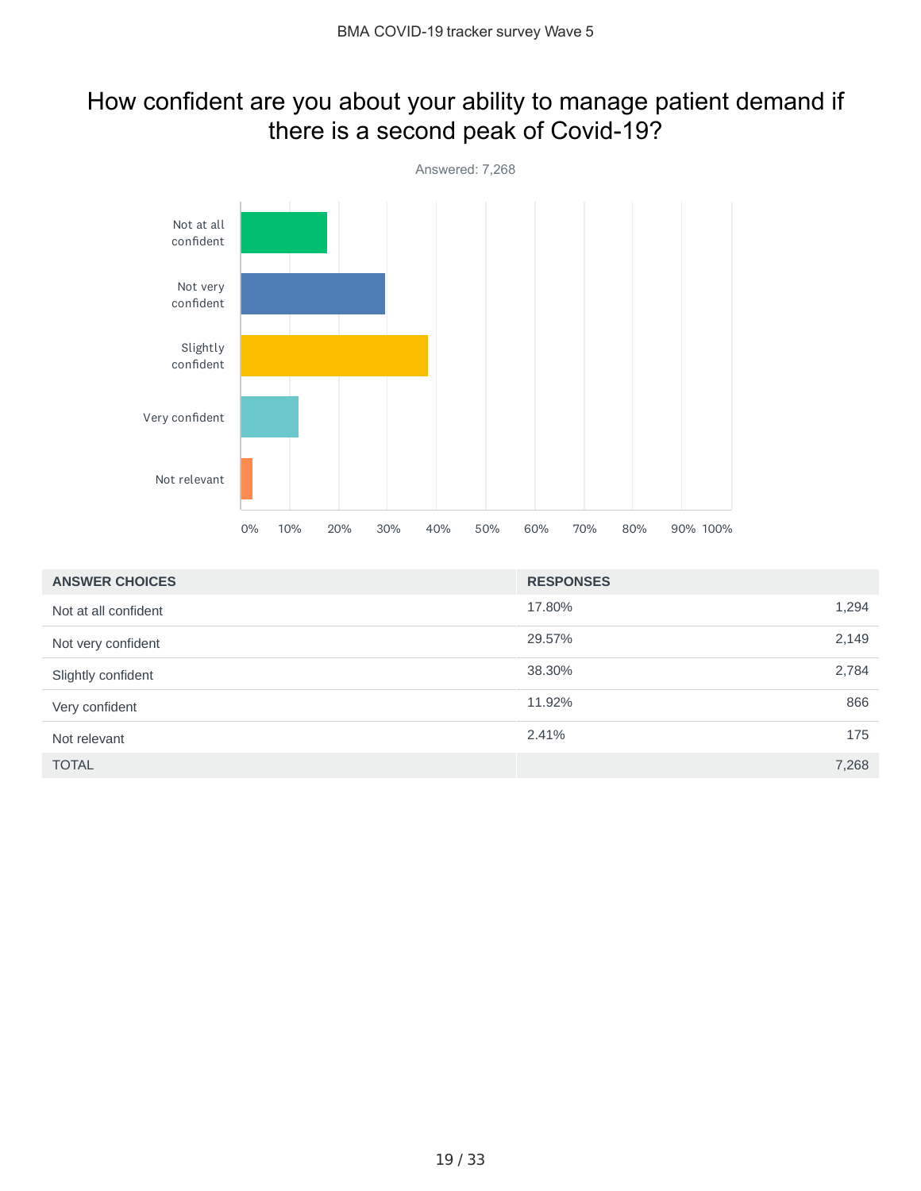# How confident are you about your ability to manage patient demand if there is a second peak of Covid-19?

Answered: 7,268

| ANSWER CHOICES | RESPONSES | |
|---|---|---|
| Not at all confident | 17.80% | 1,294 |
| Not very confident | 29.57% | 2,149 |
| Slightly confident | 38.30% | 2,784 |
| Very confident | 11.92% | 866 |
| Not relevant | 2.41% | 175 |
| TOTAL | | 7,268 |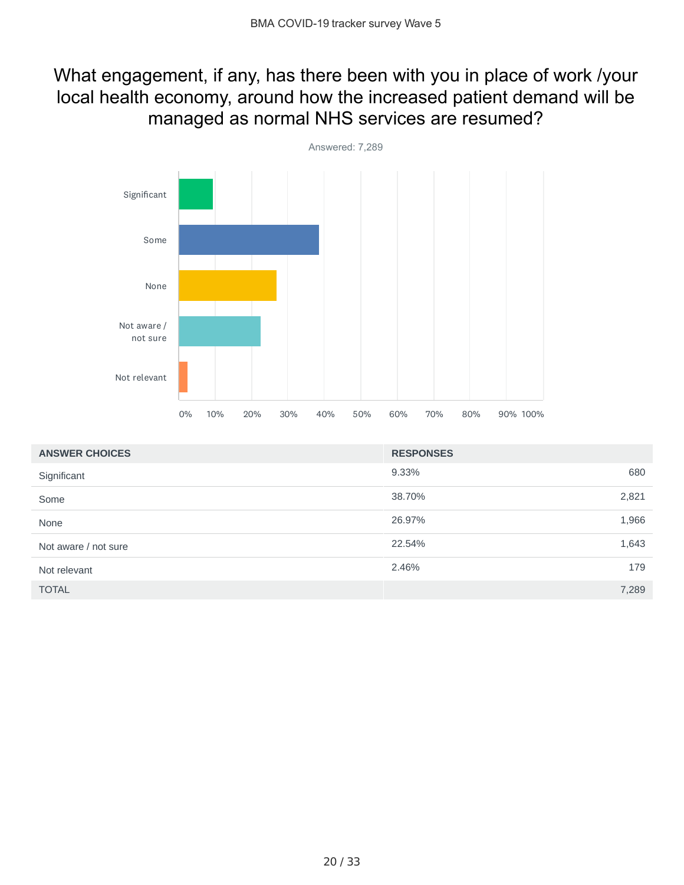## What engagement, if any, has there been with you in place of work /your local health economy, around how the increased patient demand will be managed as normal NHS services are resumed?

Answered: 7,289

| ANSWER CHOICES | RESPONSES | |
|---|---|---|
| Significant | 9.33% | 680 |
| Some | 38.70% | 2,821 |
| None | 26.97% | 1,966 |
| Not aware / not sure | 22.54% | 1,643 |
| Not relevant | 2.46% | 179 |
| TOTAL | | 7,289 |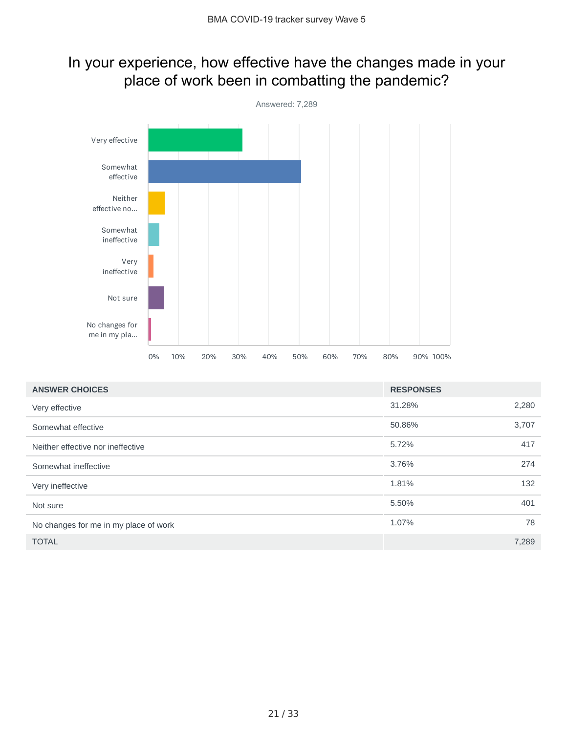# In your experience, how effective have the changes made in your place of work been in combatting the pandemic?

Answered: 7,289

| ANSWER CHOICES | RESPONSES | |
|---|---|---|
| Very effective | 31.28% | 2,280 |
| Somewhat effective | 50.86% | 3,707 |
| Neither effective nor ineffective | 5.72% | 417 |
| Somewhat ineffective | 3.76% | 274 |
| Very ineffective | 1.81% | 132 |
| Not sure | 5.50% | 401 |
| No changes for me in my place of work | 1.07% | 78 |
| TOTAL | | 7,289 |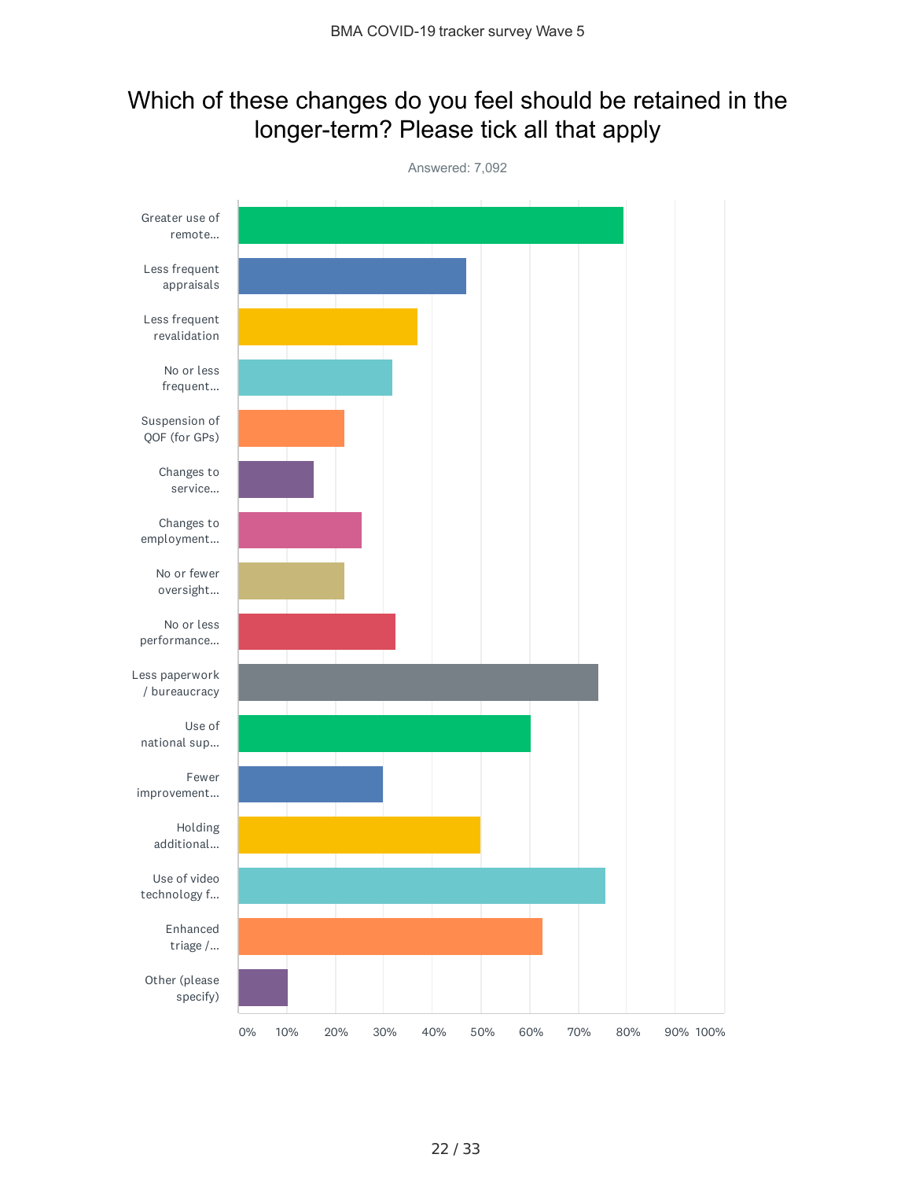## Which of these changes do you feel should be retained in the longer-term? Please tick all that apply

Answered: 7,092

| Category |
| --- |
| Greater use of remote... |
| Less frequent appraisals |
| Less frequent revalidation |
| No or less frequent... |
| Suspension of QOF (for GPs) |
| Changes to service... |
| Changes to employment... |
| No or fewer oversight... |
| No or less performance... |
| Less paperwork / bureaucracy |
| Use of national sup... |
| Fewer improvement... |
| Holding additional... |
| Use of video technology f... |
| Enhanced triage /... |
| Other (please specify) |

0% 10% 20% 30% 40% 50% 60% 70% 80% 90% 100%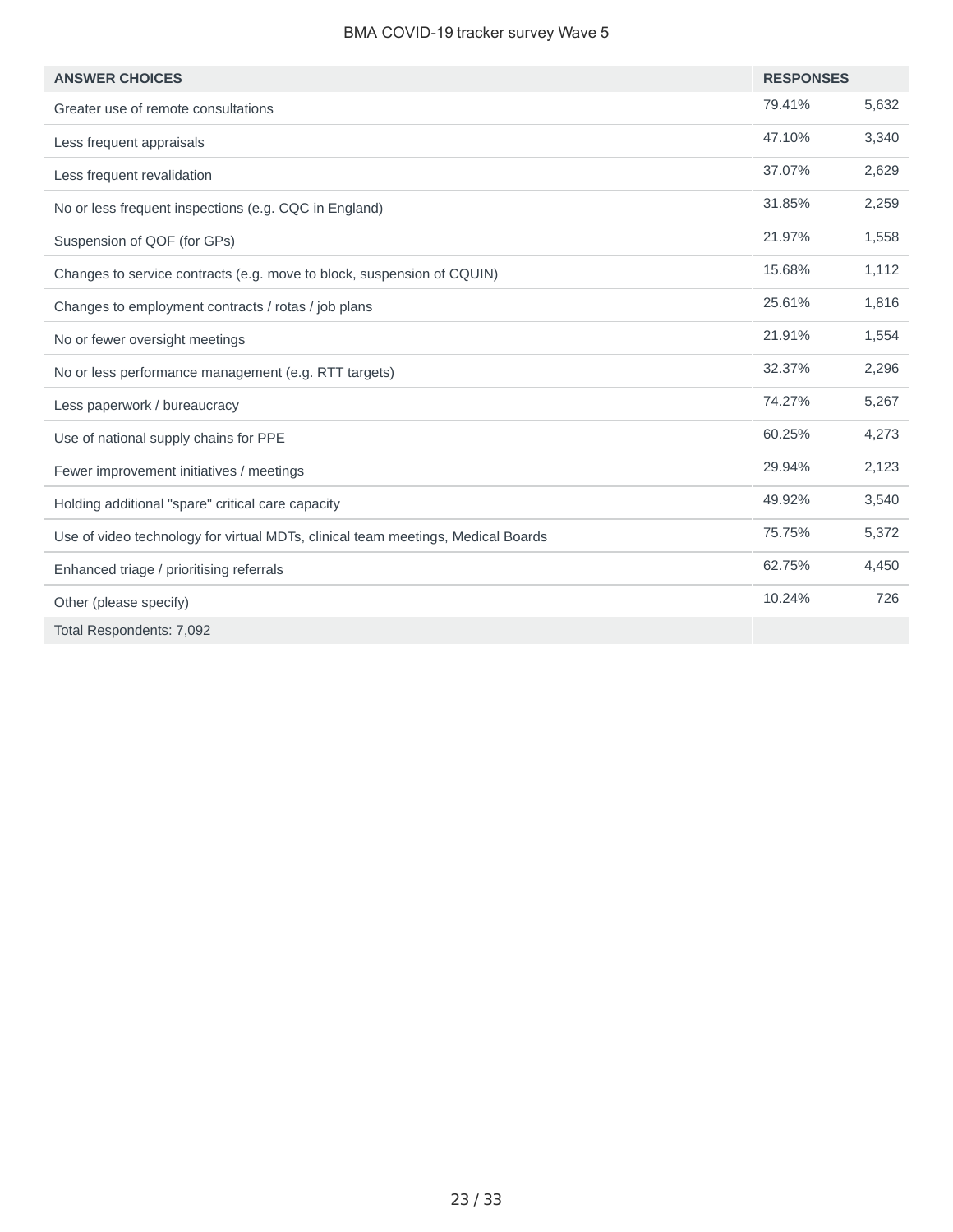| ANSWER CHOICES | RESPONSES | |
|---|---|---|
| Greater use of remote consultations | 79.41% | 5,632 |
| Less frequent appraisals | 47.10% | 3,340 |
| Less frequent revalidation | 37.07% | 2,629 |
| No or less frequent inspections (e.g. CQC in England) | 31.85% | 2,259 |
| Suspension of QOF (for GPs) | 21.97% | 1,558 |
| Changes to service contracts (e.g. move to block, suspension of CQUIN) | 15.68% | 1,112 |
| Changes to employment contracts / rotas / job plans | 25.61% | 1,816 |
| No or fewer oversight meetings | 21.91% | 1,554 |
| No or less performance management (e.g. RTT targets) | 32.37% | 2,296 |
| Less paperwork / bureaucracy | 74.27% | 5,267 |
| Use of national supply chains for PPE | 60.25% | 4,273 |
| Fewer improvement initiatives / meetings | 29.94% | 2,123 |
| Holding additional "spare" critical care capacity | 49.92% | 3,540 |
| Use of video technology for virtual MDTs, clinical team meetings, Medical Boards | 75.75% | 5,372 |
| Enhanced triage / prioritising referrals | 62.75% | 4,450 |
| Other (please specify) | 10.24% | 726 |
| Total Respondents: 7,092 | | |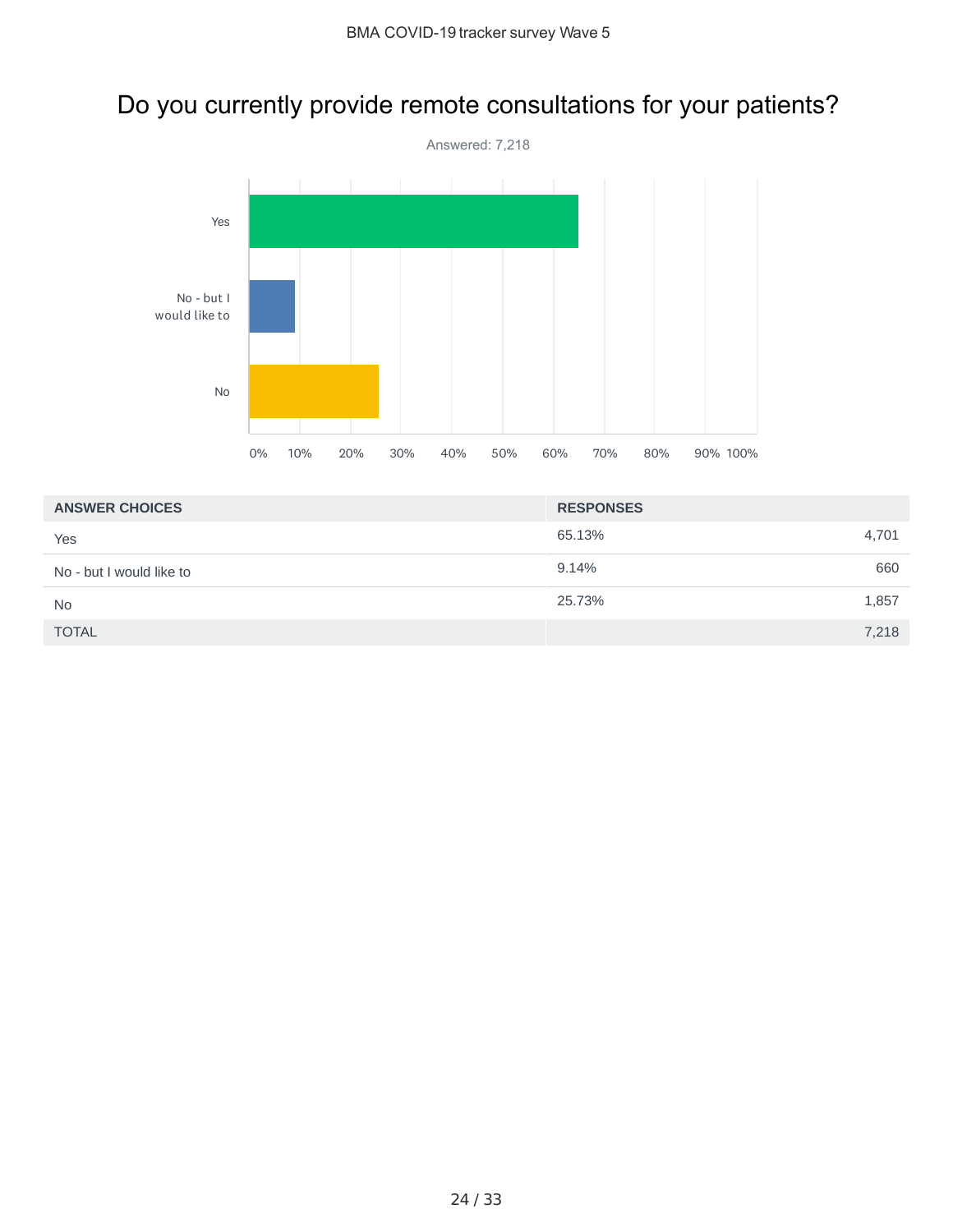# Do you currently provide remote consultations for your patients?

Answered: 7,218

| ANSWER CHOICES | RESPONSES | |
|---|---|---|
| Yes | 65.13% | 4,701 |
| No - but I would like to | 9.14% | 660 |
| No | 25.73% | 1,857 |
| TOTAL | | 7,218 |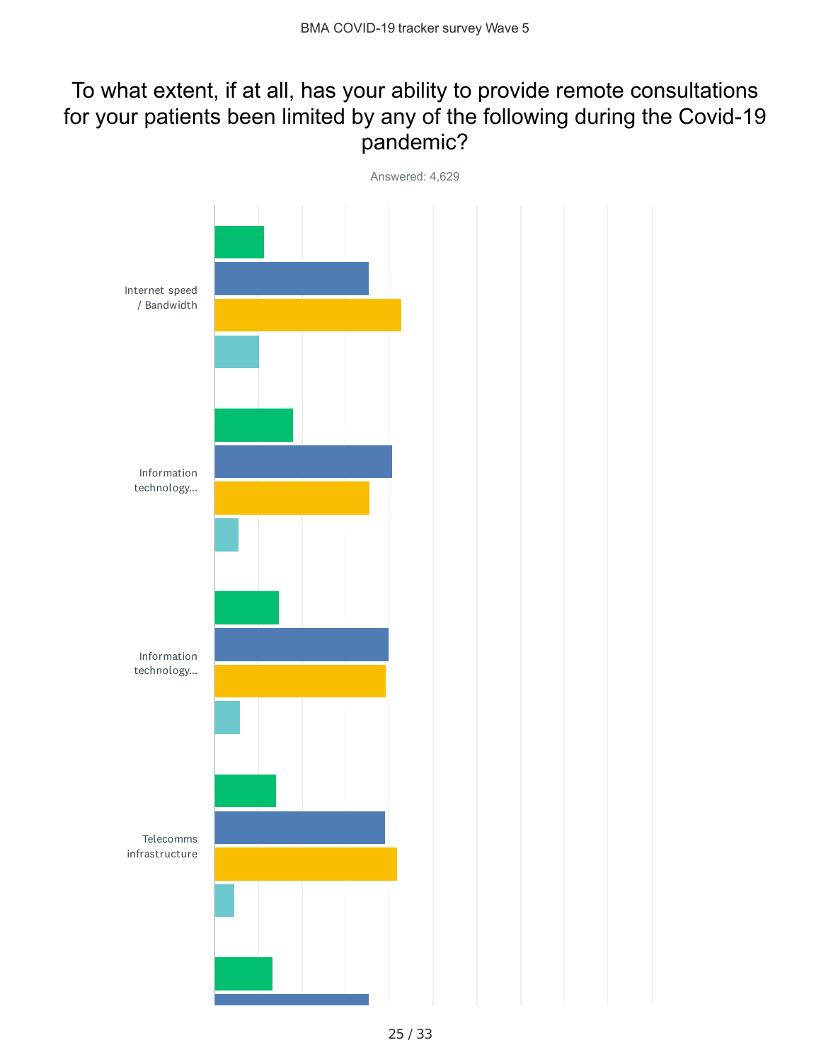# To what extent, if at all, has your ability to provide remote consultations for your patients been limited by any of the following during the Covid-19 pandemic?

Answered: 4,629

Internet speed / Bandwidth

Information technology...

Information technology...

Telecomms infrastructure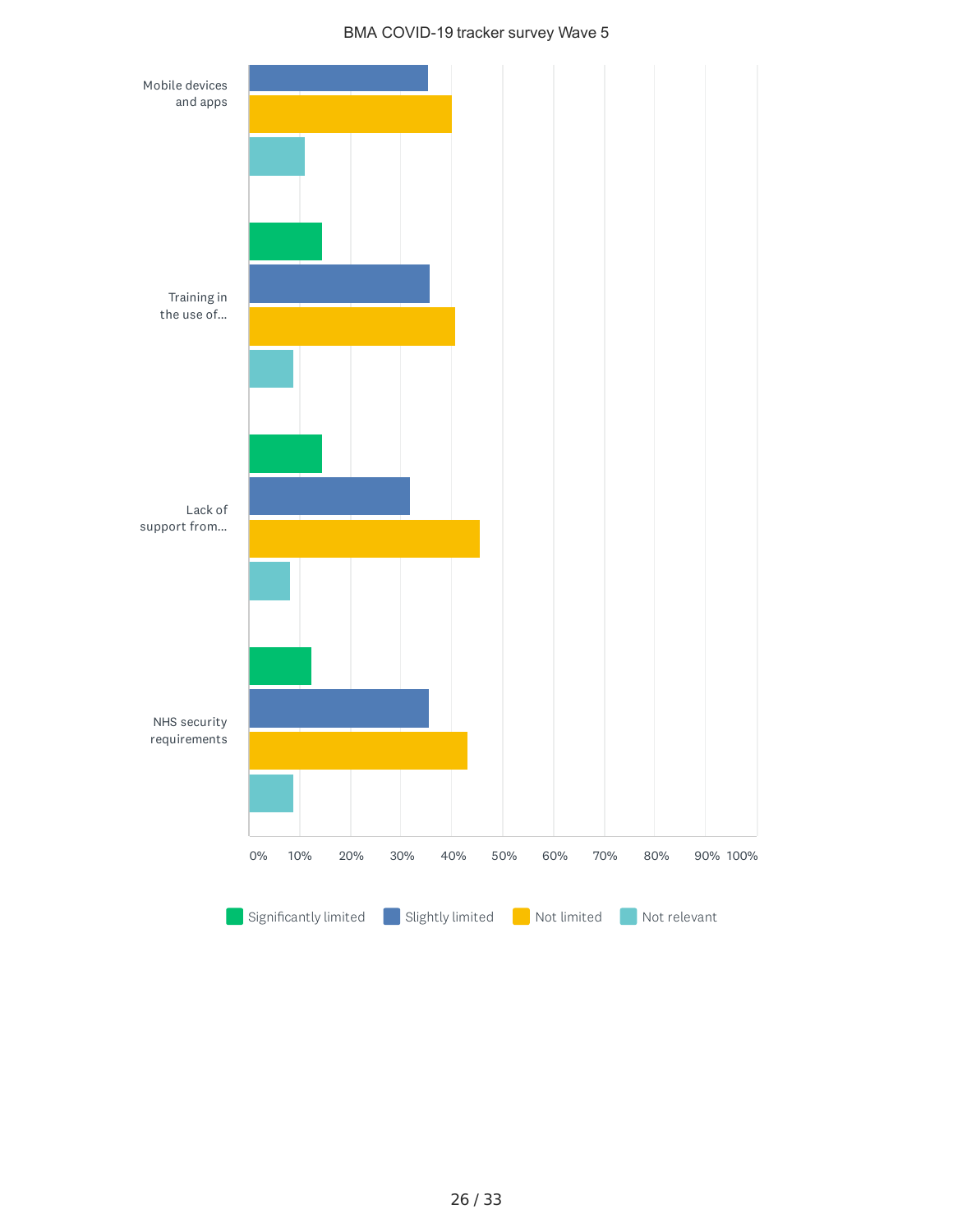BMA COVID-19 tracker survey Wave 5

Mobile devices and apps

Training in the use of...

Lack of support from...

NHS security requirements

0% 10% 20% 30% 40% 50% 60% 70% 80% 90% 100%

Significantly limited | Slightly limited | Not limited | Not relevant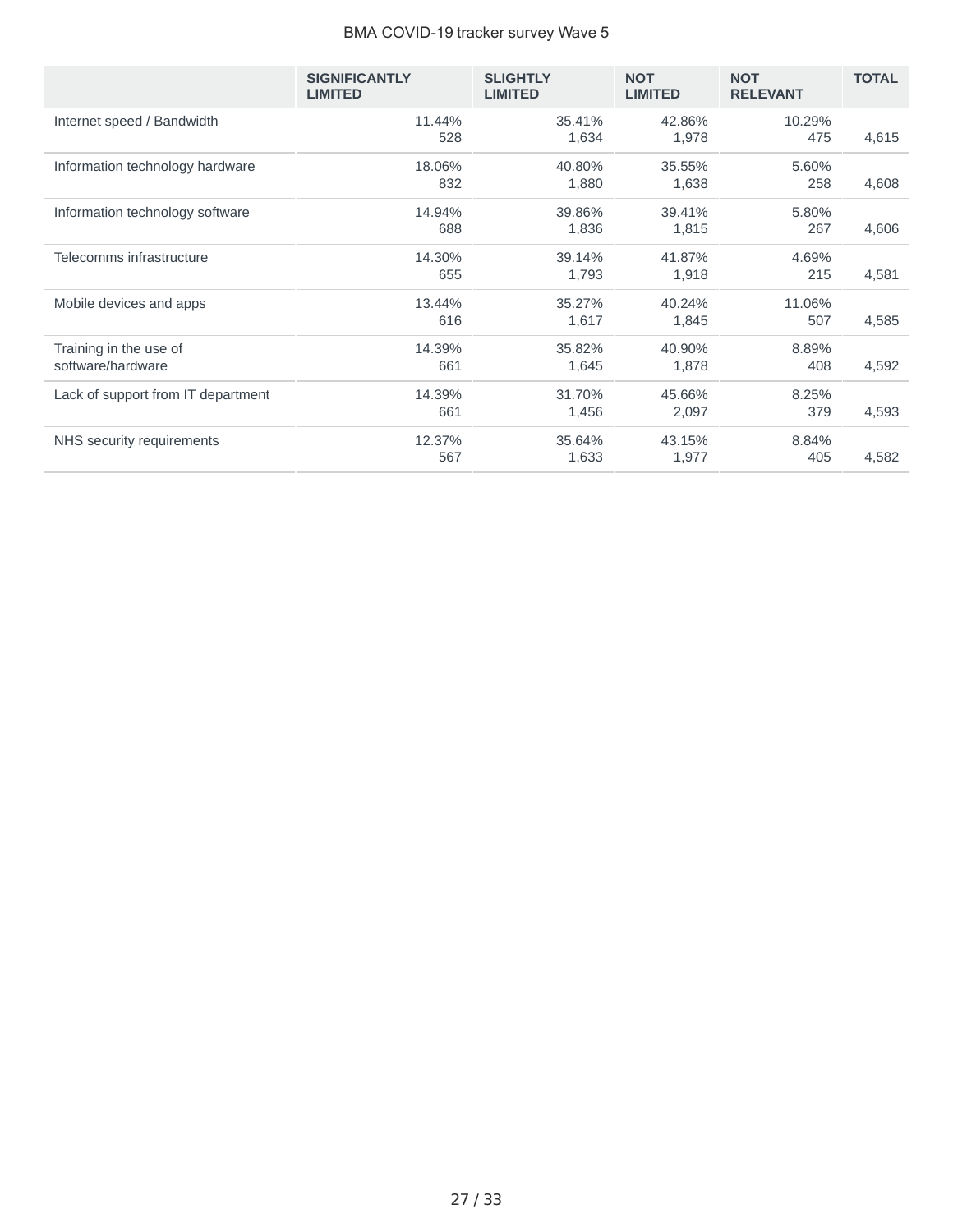| | SIGNIFICANTLY LIMITED | SLIGHTLY LIMITED | NOT LIMITED | NOT RELEVANT | TOTAL |
|---|---|---|---|---|---|
| Internet speed / Bandwidth | 11.44% 528 | 35.41% 1,634 | 42.86% 1,978 | 10.29% 475 | 4,615 |
| Information technology hardware | 18.06% 832 | 40.80% 1,880 | 35.55% 1,638 | 5.60% 258 | 4,608 |
| Information technology software | 14.94% 688 | 39.86% 1,836 | 39.41% 1,815 | 5.80% 267 | 4,606 |
| Telecomms infrastructure | 14.30% 655 | 39.14% 1,793 | 41.87% 1,918 | 4.69% 215 | 4,581 |
| Mobile devices and apps | 13.44% 616 | 35.27% 1,617 | 40.24% 1,845 | 11.06% 507 | 4,585 |
| Training in the use of software/hardware | 14.39% 661 | 35.82% 1,645 | 40.90% 1,878 | 8.89% 408 | 4,592 |
| Lack of support from IT department | 14.39% 661 | 31.70% 1,456 | 45.66% 2,097 | 8.25% 379 | 4,593 |
| NHS security requirements | 12.37% 567 | 35.64% 1,633 | 43.15% 1,977 | 8.84% 405 | 4,582 |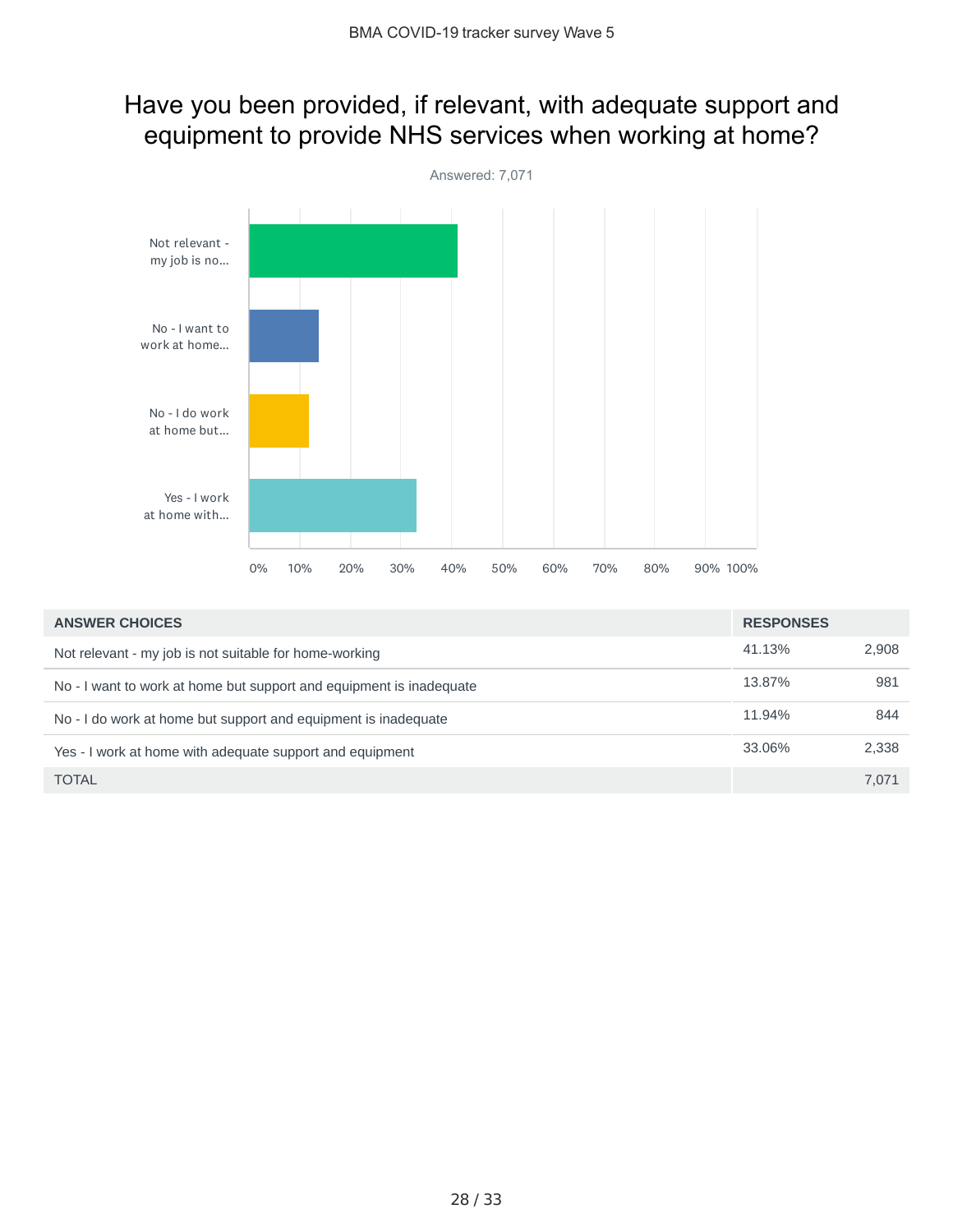# Have you been provided, if relevant, with adequate support and equipment to provide NHS services when working at home?

Answered: 7,071

| ANSWER CHOICES | RESPONSES | |
|---|---|---|
| Not relevant - my job is not suitable for home-working | 41.13% | 2,908 |
| No - I want to work at home but support and equipment is inadequate | 13.87% | 981 |
| No - I do work at home but support and equipment is inadequate | 11.94% | 844 |
| Yes - I work at home with adequate support and equipment | 33.06% | 2,338 |
| TOTAL | | 7,071 |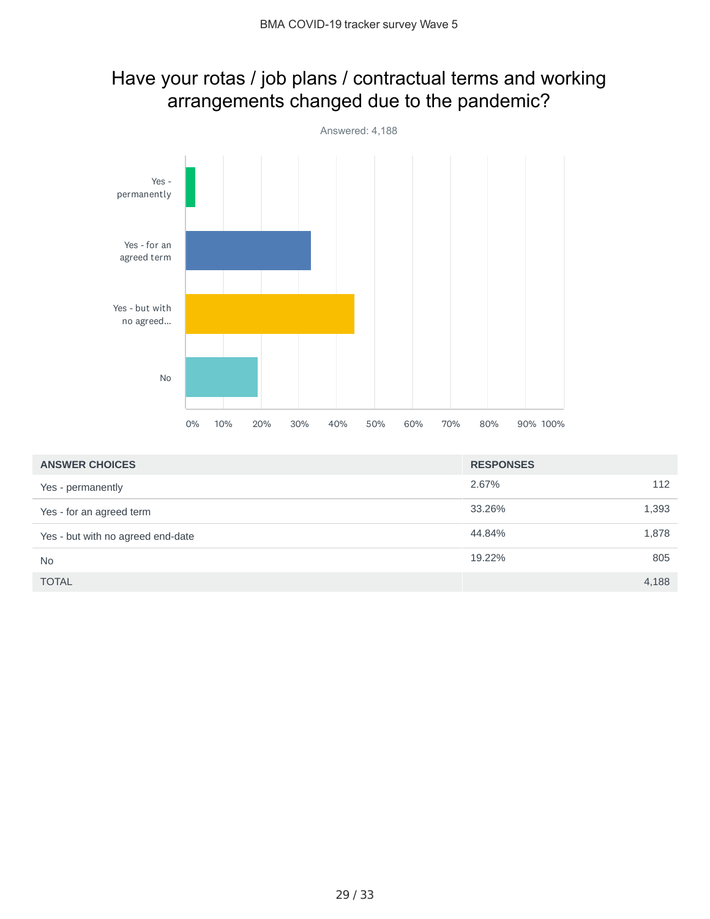# Have your rotas / job plans / contractual terms and working arrangements changed due to the pandemic?

Answered: 4,188

| ANSWER CHOICES | RESPONSES | |
|---|---|---|
| Yes - permanently | 2.67% | 112 |
| Yes - for an agreed term | 33.26% | 1,393 |
| Yes - but with no agreed end-date | 44.84% | 1,878 |
| No | 19.22% | 805 |
| TOTAL | | 4,188 |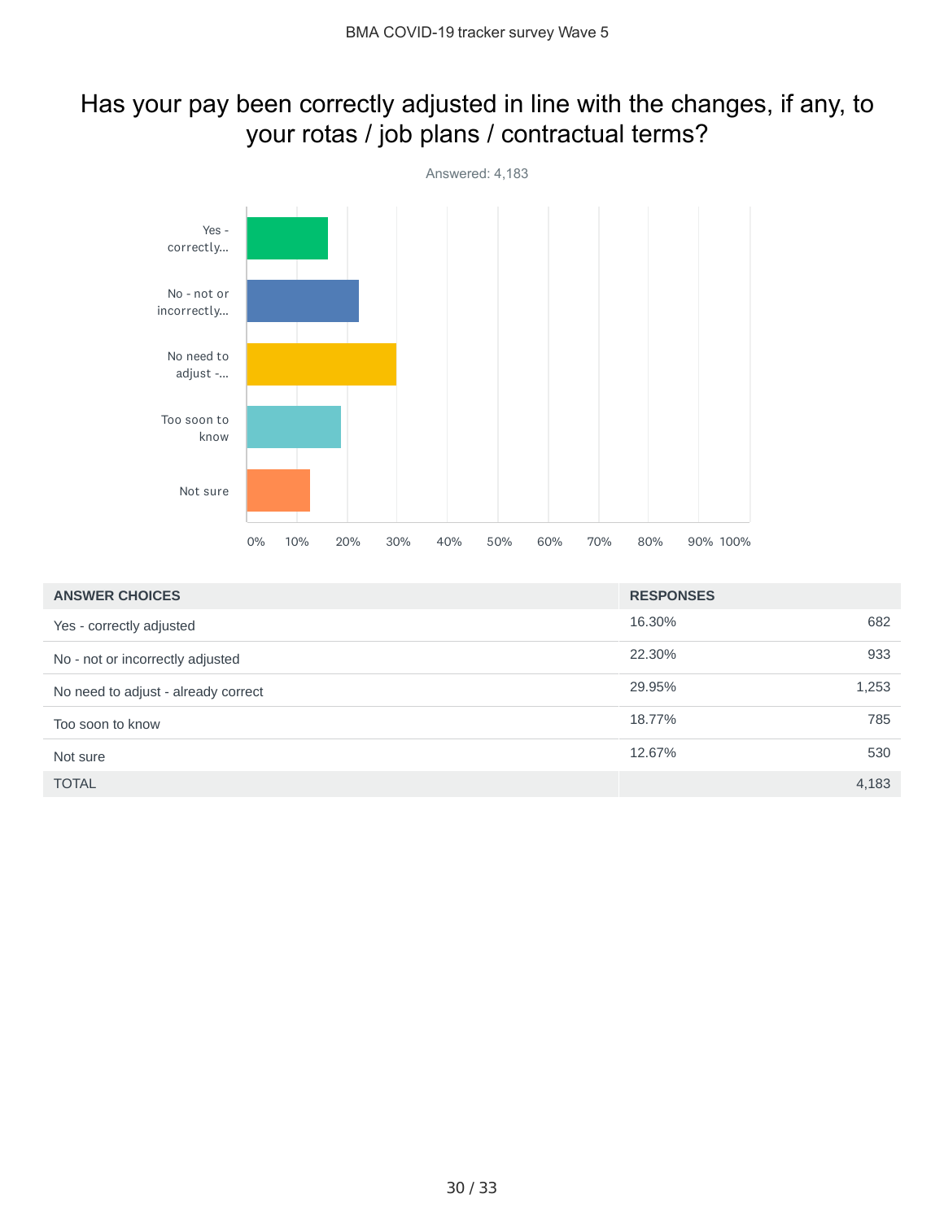## Has your pay been correctly adjusted in line with the changes, if any, to your rotas / job plans / contractual terms?

Answered: 4,183

| ANSWER CHOICES | RESPONSES | |
|---|---|---|
| Yes - correctly adjusted | 16.30% | 682 |
| No - not or incorrectly adjusted | 22.30% | 933 |
| No need to adjust - already correct | 29.95% | 1,253 |
| Too soon to know | 18.77% | 785 |
| Not sure | 12.67% | 530 |
| TOTAL | | 4,183 |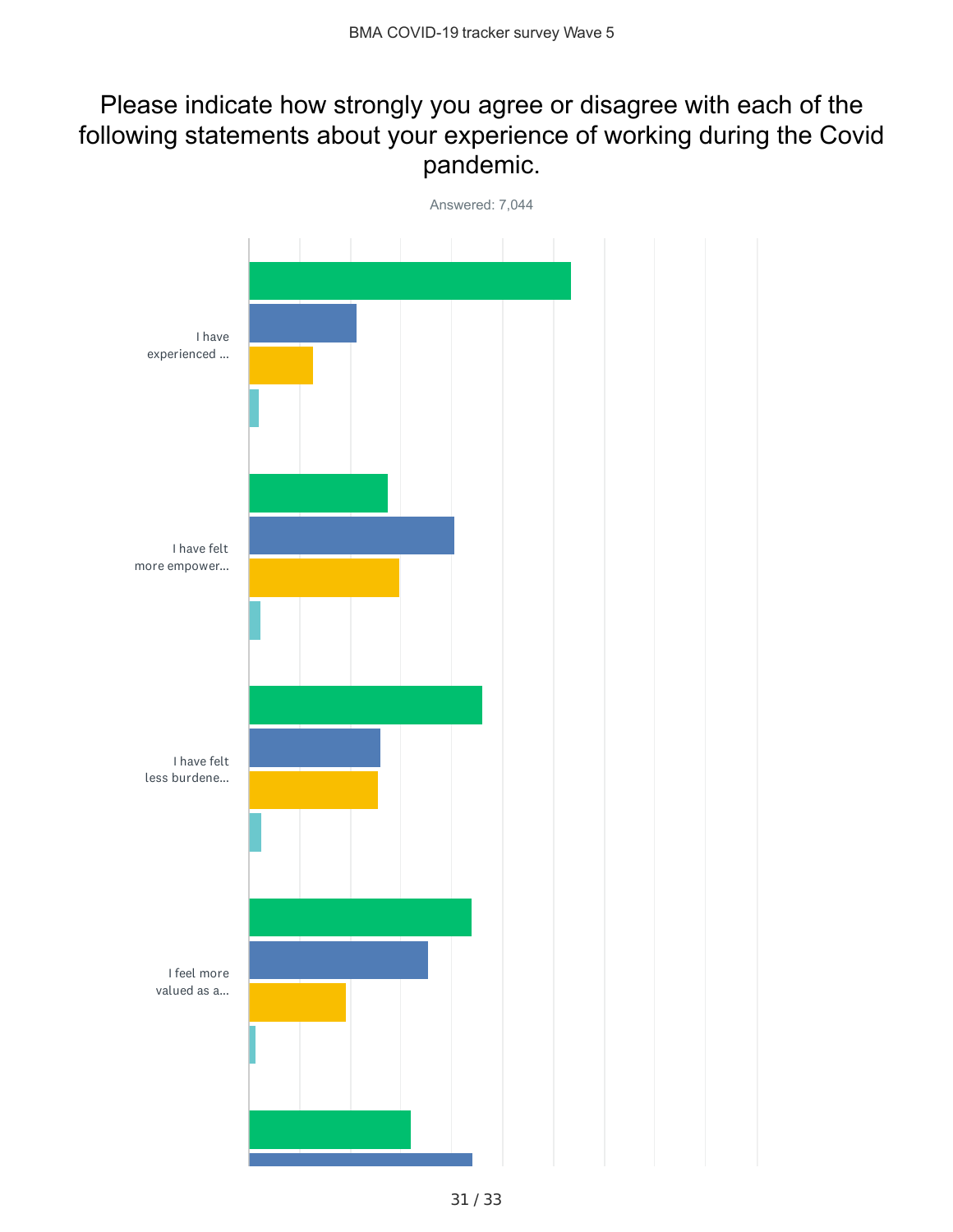# Please indicate how strongly you agree or disagree with each of the following statements about your experience of working during the Covid pandemic.

Answered: 7,044

I have experienced ...

I have felt more empower...

I have felt less burdene...

I feel more valued as a...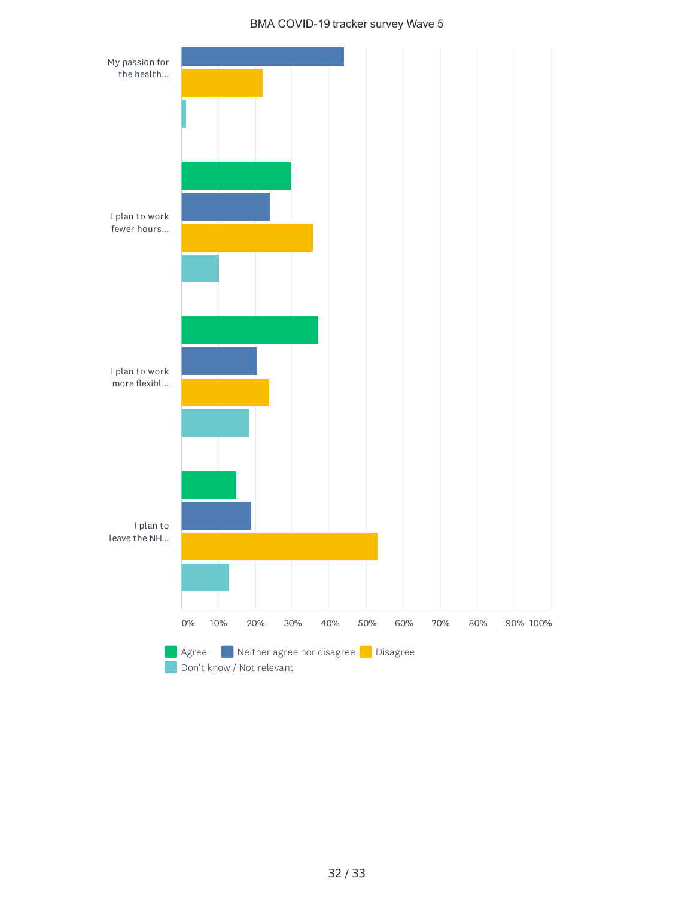BMA COVID-19 tracker survey Wave 5

My passion for the health...

I plan to work fewer hours...

I plan to work more flexibl...

I plan to leave the NH...

0% 10% 20% 30% 40% 50% 60% 70% 80% 90% 100%

Agree | Neither agree nor disagree | Disagree | Don't know / Not relevant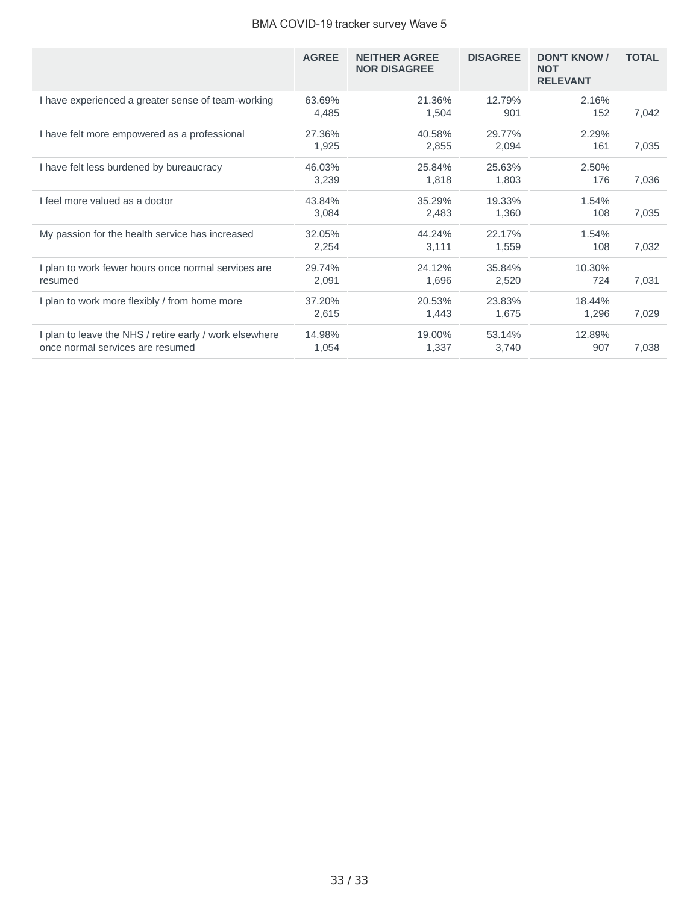BMA COVID-19 tracker survey Wave 5

| | AGREE | NEITHER AGREE NOR DISAGREE | DISAGREE | DON'T KNOW / NOT RELEVANT | TOTAL |
|---|---|---|---|---|---|
| I have experienced a greater sense of team-working | 63.69% 4,485 | 21.36% 1,504 | 12.79% 901 | 2.16% 152 | 7,042 |
| I have felt more empowered as a professional | 27.36% 1,925 | 40.58% 2,855 | 29.77% 2,094 | 2.29% 161 | 7,035 |
| I have felt less burdened by bureaucracy | 46.03% 3,239 | 25.84% 1,818 | 25.63% 1,803 | 2.50% 176 | 7,036 |
| I feel more valued as a doctor | 43.84% 3,084 | 35.29% 2,483 | 19.33% 1,360 | 1.54% 108 | 7,035 |
| My passion for the health service has increased | 32.05% 2,254 | 44.24% 3,111 | 22.17% 1,559 | 1.54% 108 | 7,032 |
| I plan to work fewer hours once normal services are resumed | 29.74% 2,091 | 24.12% 1,696 | 35.84% 2,520 | 10.30% 724 | 7,031 |
| I plan to work more flexibly / from home more | 37.20% 2,615 | 20.53% 1,443 | 23.83% 1,675 | 18.44% 1,296 | 7,029 |
| I plan to leave the NHS / retire early / work elsewhere once normal services are resumed | 14.98% 1,054 | 19.00% 1,337 | 53.14% 3,740 | 12.89% 907 | 7,038 |